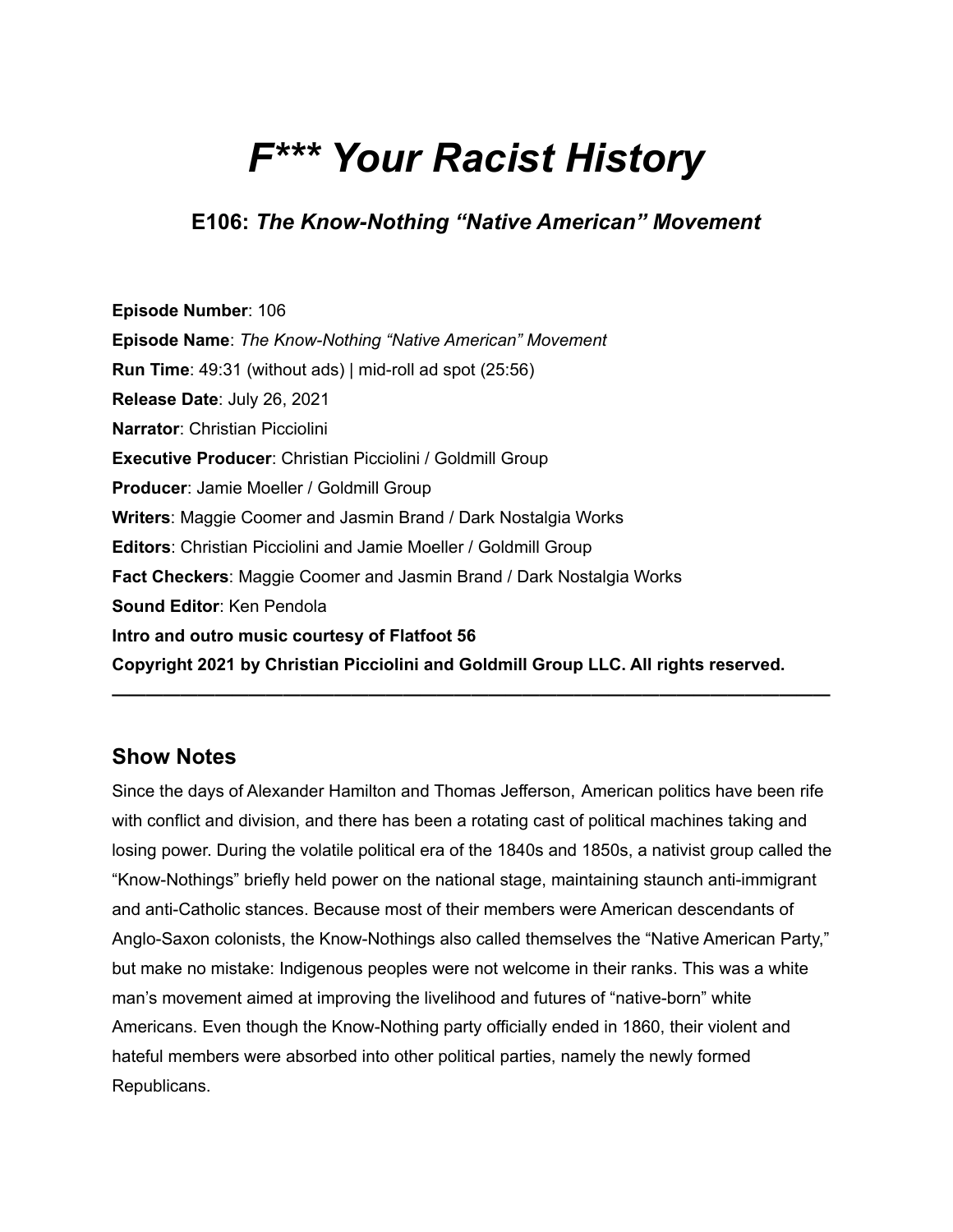# *F*** Your Racist History*

### E106: *The Know-Nothing "Native American" Movement*

**Episode Number**: 106
**Episode Name**: *The Know-Nothing "Native American" Movement*
**Run Time**: 49:31 (without ads) | mid-roll ad spot (25:56)
**Release Date**: July 26, 2021
**Narrator**: Christian Picciolini
**Executive Producer**: Christian Picciolini / Goldmill Group
**Producer**: Jamie Moeller / Goldmill Group
**Writers**: Maggie Coomer and Jasmin Brand / Dark Nostalgia Works
**Editors**: Christian Picciolini and Jamie Moeller / Goldmill Group
**Fact Checkers**: Maggie Coomer and Jasmin Brand / Dark Nostalgia Works
**Sound Editor**: Ken Pendola
**Intro and outro music courtesy of Flatfoot 56**
**Copyright 2021 by Christian Picciolini and Goldmill Group LLC. All rights reserved.**

---

## Show Notes

Since the days of Alexander Hamilton and Thomas Jefferson, American politics have been rife with conflict and division, and there has been a rotating cast of political machines taking and losing power. During the volatile political era of the 1840s and 1850s, a nativist group called the "Know-Nothings" briefly held power on the national stage, maintaining staunch anti-immigrant and anti-Catholic stances. Because most of their members were American descendants of Anglo-Saxon colonists, the Know-Nothings also called themselves the "Native American Party," but make no mistake: Indigenous peoples were not welcome in their ranks. This was a white man's movement aimed at improving the livelihood and futures of "native-born" white Americans. Even though the Know-Nothing party officially ended in 1860, their violent and hateful members were absorbed into other political parties, namely the newly formed Republicans.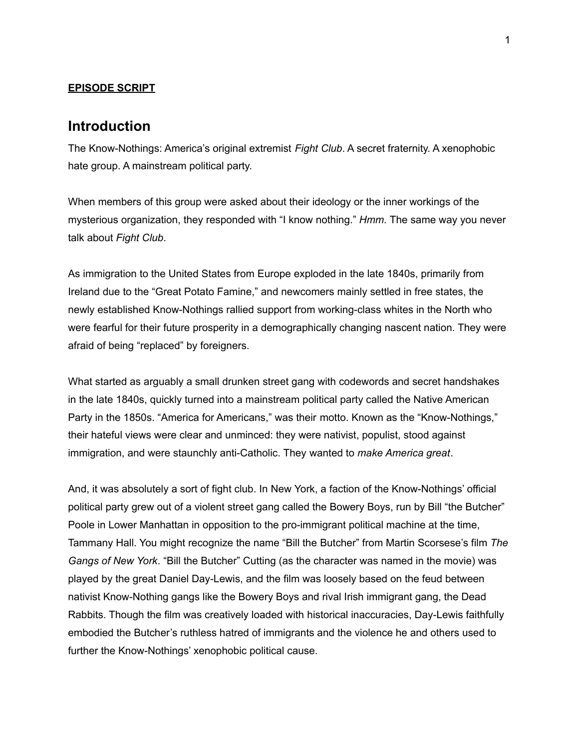**EPISODE SCRIPT**

## Introduction

The Know-Nothings: America's original extremist *Fight Club*. A secret fraternity. A xenophobic hate group. A mainstream political party.

When members of this group were asked about their ideology or the inner workings of the mysterious organization, they responded with "I know nothing." *Hmm.* The same way you never talk about *Fight Club*.

As immigration to the United States from Europe exploded in the late 1840s, primarily from Ireland due to the "Great Potato Famine," and newcomers mainly settled in free states, the newly established Know-Nothings rallied support from working-class whites in the North who were fearful for their future prosperity in a demographically changing nascent nation. They were afraid of being "replaced" by foreigners.

What started as arguably a small drunken street gang with codewords and secret handshakes in the late 1840s, quickly turned into a mainstream political party called the Native American Party in the 1850s. "America for Americans," was their motto. Known as the "Know-Nothings," their hateful views were clear and unminced: they were nativist, populist, stood against immigration, and were staunchly anti-Catholic. They wanted to *make America great*.

And, it was absolutely a sort of fight club. In New York, a faction of the Know-Nothings' official political party grew out of a violent street gang called the Bowery Boys, run by Bill "the Butcher" Poole in Lower Manhattan in opposition to the pro-immigrant political machine at the time, Tammany Hall. You might recognize the name "Bill the Butcher" from Martin Scorsese's film *The Gangs of New York*. "Bill the Butcher" Cutting (as the character was named in the movie) was played by the great Daniel Day-Lewis, and the film was loosely based on the feud between nativist Know-Nothing gangs like the Bowery Boys and rival Irish immigrant gang, the Dead Rabbits. Though the film was creatively loaded with historical inaccuracies, Day-Lewis faithfully embodied the Butcher's ruthless hatred of immigrants and the violence he and others used to further the Know-Nothings' xenophobic political cause.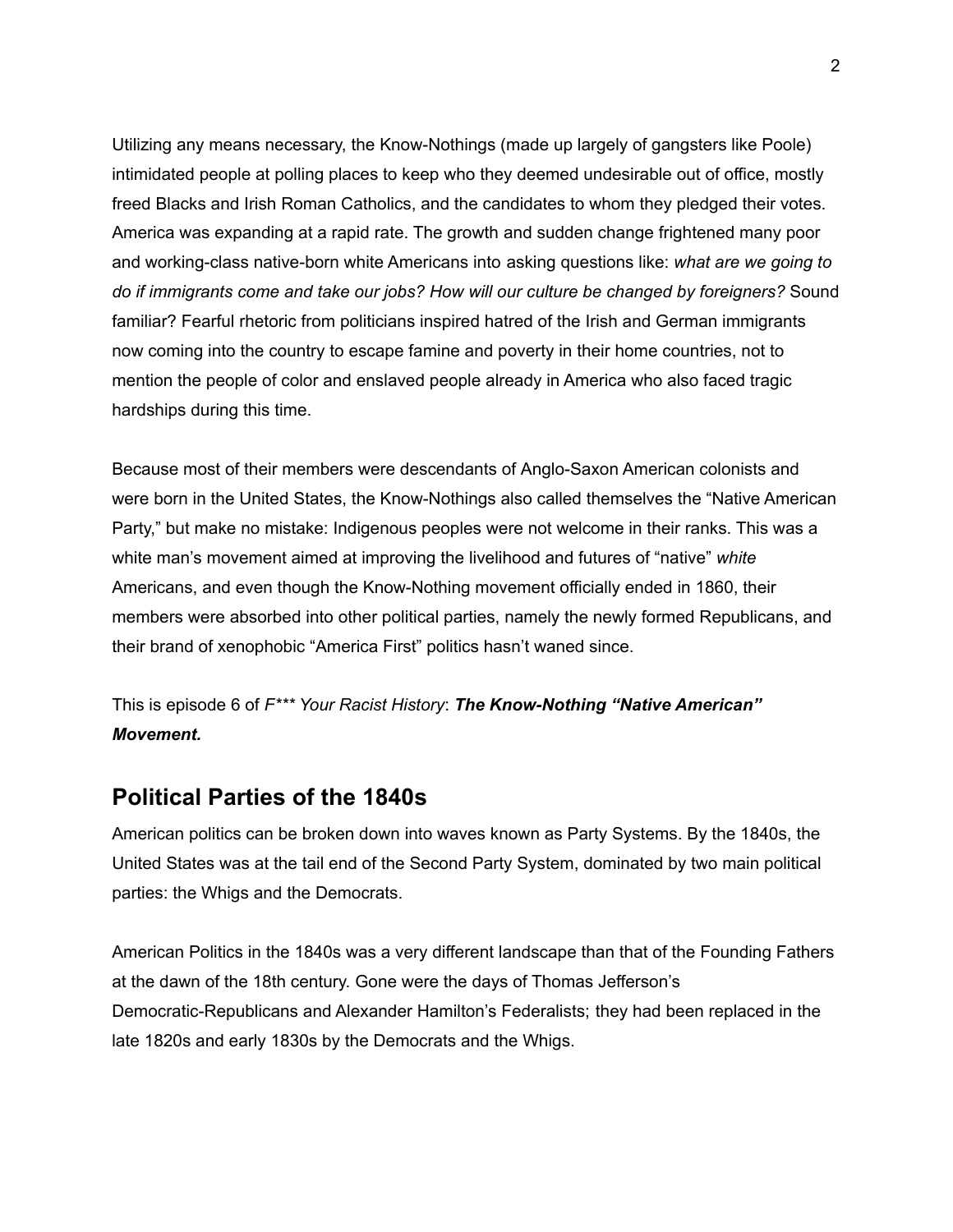Utilizing any means necessary, the Know-Nothings (made up largely of gangsters like Poole) intimidated people at polling places to keep who they deemed undesirable out of office, mostly freed Blacks and Irish Roman Catholics, and the candidates to whom they pledged their votes. America was expanding at a rapid rate. The growth and sudden change frightened many poor and working-class native-born white Americans into asking questions like: *what are we going to do if immigrants come and take our jobs? How will our culture be changed by foreigners?* Sound familiar? Fearful rhetoric from politicians inspired hatred of the Irish and German immigrants now coming into the country to escape famine and poverty in their home countries, not to mention the people of color and enslaved people already in America who also faced tragic hardships during this time.

Because most of their members were descendants of Anglo-Saxon American colonists and were born in the United States, the Know-Nothings also called themselves the "Native American Party," but make no mistake: Indigenous peoples were not welcome in their ranks. This was a white man's movement aimed at improving the livelihood and futures of "native" *white* Americans, and even though the Know-Nothing movement officially ended in 1860, their members were absorbed into other political parties, namely the newly formed Republicans, and their brand of xenophobic "America First" politics hasn't waned since.

This is episode 6 of *F*** Your Racist History*: ***The Know-Nothing "Native American" Movement.***

## Political Parties of the 1840s

American politics can be broken down into waves known as Party Systems. By the 1840s, the United States was at the tail end of the Second Party System, dominated by two main political parties: the Whigs and the Democrats.

American Politics in the 1840s was a very different landscape than that of the Founding Fathers at the dawn of the 18th century. Gone were the days of Thomas Jefferson's Democratic-Republicans and Alexander Hamilton's Federalists; they had been replaced in the late 1820s and early 1830s by the Democrats and the Whigs.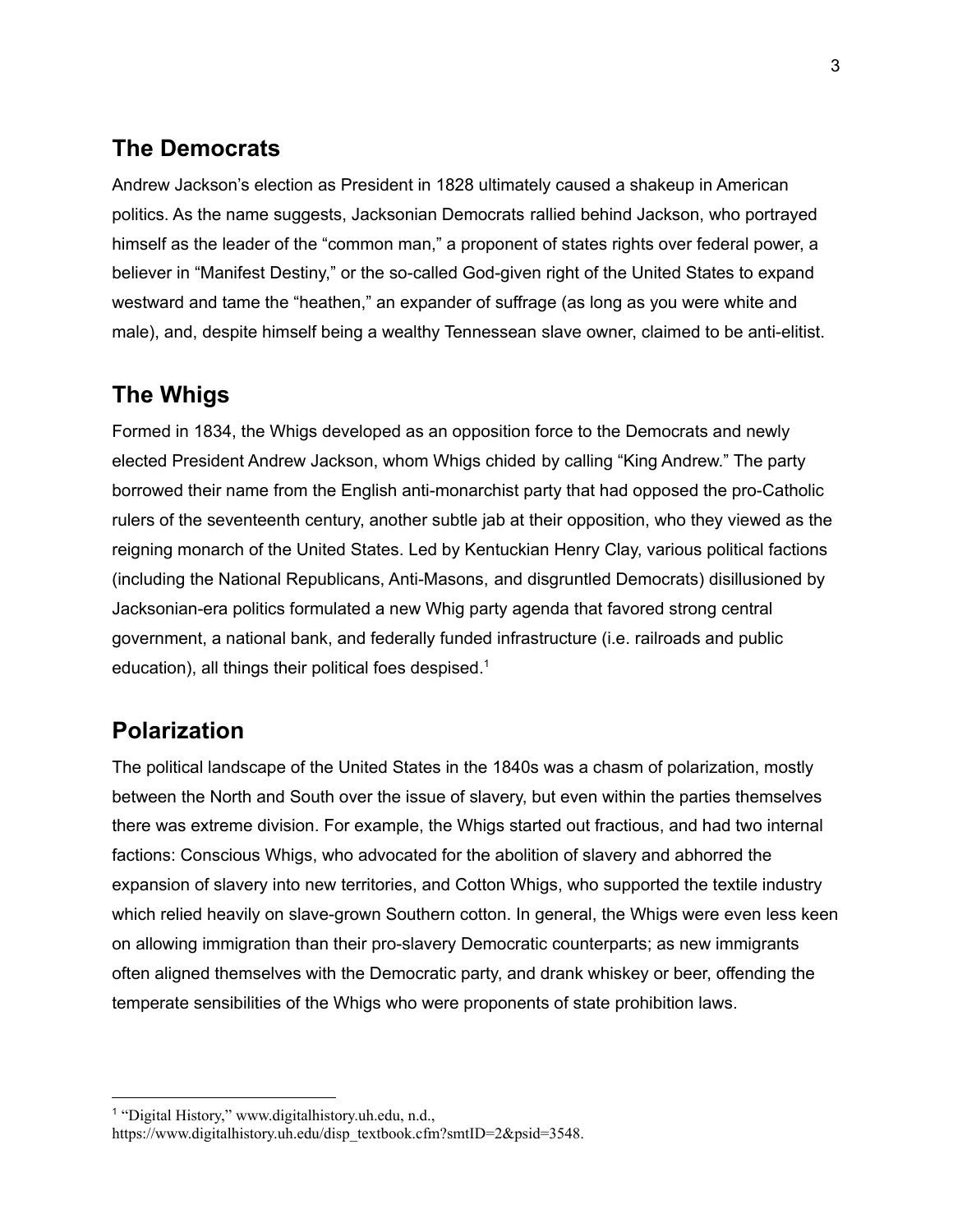## The Democrats

Andrew Jackson's election as President in 1828 ultimately caused a shakeup in American politics. As the name suggests, Jacksonian Democrats rallied behind Jackson, who portrayed himself as the leader of the "common man," a proponent of states rights over federal power, a believer in "Manifest Destiny," or the so-called God-given right of the United States to expand westward and tame the "heathen," an expander of suffrage (as long as you were white and male), and, despite himself being a wealthy Tennessean slave owner, claimed to be anti-elitist.

## The Whigs

Formed in 1834, the Whigs developed as an opposition force to the Democrats and newly elected President Andrew Jackson, whom Whigs chided by calling "King Andrew." The party borrowed their name from the English anti-monarchist party that had opposed the pro-Catholic rulers of the seventeenth century, another subtle jab at their opposition, who they viewed as the reigning monarch of the United States. Led by Kentuckian Henry Clay, various political factions (including the National Republicans, Anti-Masons, and disgruntled Democrats) disillusioned by Jacksonian-era politics formulated a new Whig party agenda that favored strong central government, a national bank, and federally funded infrastructure (i.e. railroads and public education), all things their political foes despised.[1]

## Polarization

The political landscape of the United States in the 1840s was a chasm of polarization, mostly between the North and South over the issue of slavery, but even within the parties themselves there was extreme division. For example, the Whigs started out fractious, and had two internal factions: Conscious Whigs, who advocated for the abolition of slavery and abhorred the expansion of slavery into new territories, and Cotton Whigs, who supported the textile industry which relied heavily on slave-grown Southern cotton. In general, the Whigs were even less keen on allowing immigration than their pro-slavery Democratic counterparts; as new immigrants often aligned themselves with the Democratic party, and drank whiskey or beer, offending the temperate sensibilities of the Whigs who were proponents of state prohibition laws.

---

[1] "Digital History," www.digitalhistory.uh.edu, n.d., https://www.digitalhistory.uh.edu/disp_textbook.cfm?smtID=2&psid=3548.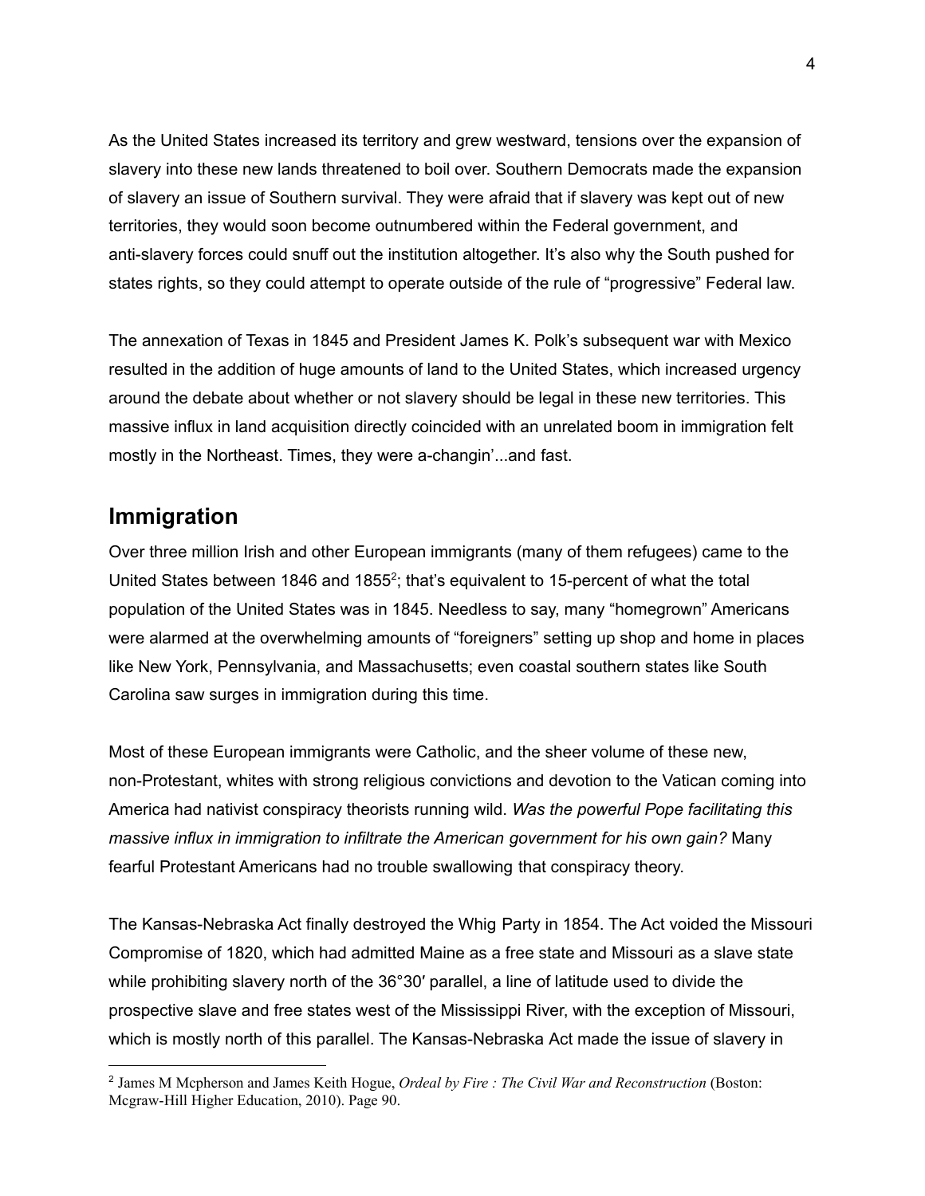As the United States increased its territory and grew westward, tensions over the expansion of slavery into these new lands threatened to boil over. Southern Democrats made the expansion of slavery an issue of Southern survival. They were afraid that if slavery was kept out of new territories, they would soon become outnumbered within the Federal government, and anti-slavery forces could snuff out the institution altogether. It's also why the South pushed for states rights, so they could attempt to operate outside of the rule of "progressive" Federal law.

The annexation of Texas in 1845 and President James K. Polk's subsequent war with Mexico resulted in the addition of huge amounts of land to the United States, which increased urgency around the debate about whether or not slavery should be legal in these new territories. This massive influx in land acquisition directly coincided with an unrelated boom in immigration felt mostly in the Northeast. Times, they were a-changin'...and fast.

## Immigration

Over three million Irish and other European immigrants (many of them refugees) came to the United States between 1846 and 1855[2]; that's equivalent to 15-percent of what the total population of the United States was in 1845. Needless to say, many "homegrown" Americans were alarmed at the overwhelming amounts of "foreigners" setting up shop and home in places like New York, Pennsylvania, and Massachusetts; even coastal southern states like South Carolina saw surges in immigration during this time.

Most of these European immigrants were Catholic, and the sheer volume of these new, non-Protestant, whites with strong religious convictions and devotion to the Vatican coming into America had nativist conspiracy theorists running wild. *Was the powerful Pope facilitating this massive influx in immigration to infiltrate the American government for his own gain?* Many fearful Protestant Americans had no trouble swallowing that conspiracy theory.

The Kansas-Nebraska Act finally destroyed the Whig Party in 1854. The Act voided the Missouri Compromise of 1820, which had admitted Maine as a free state and Missouri as a slave state while prohibiting slavery north of the 36°30′ parallel, a line of latitude used to divide the prospective slave and free states west of the Mississippi River, with the exception of Missouri, which is mostly north of this parallel. The Kansas-Nebraska Act made the issue of slavery in

[2] James M Mcpherson and James Keith Hogue, *Ordeal by Fire : The Civil War and Reconstruction* (Boston: Mcgraw-Hill Higher Education, 2010). Page 90.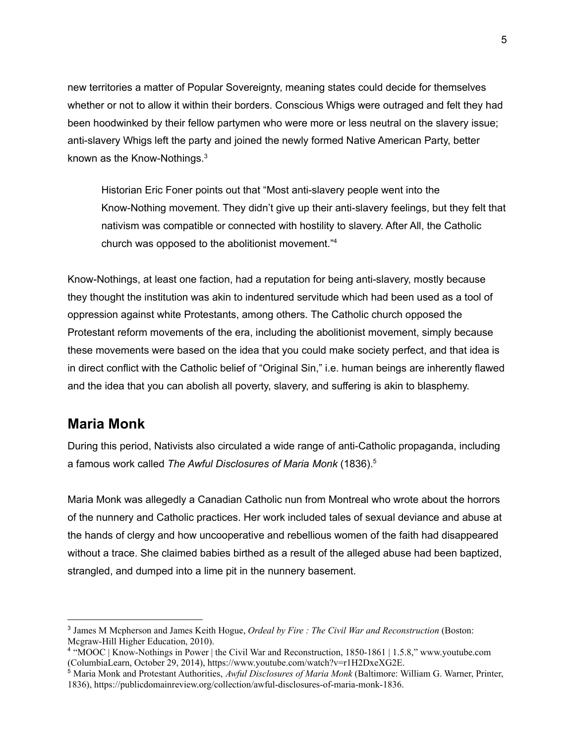new territories a matter of Popular Sovereignty, meaning states could decide for themselves whether or not to allow it within their borders. Conscious Whigs were outraged and felt they had been hoodwinked by their fellow partymen who were more or less neutral on the slavery issue; anti-slavery Whigs left the party and joined the newly formed Native American Party, better known as the Know-Nothings.[3]

> Historian Eric Foner points out that "Most anti-slavery people went into the Know-Nothing movement. They didn't give up their anti-slavery feelings, but they felt that nativism was compatible or connected with hostility to slavery. After All, the Catholic church was opposed to the abolitionist movement."[4]

Know-Nothings, at least one faction, had a reputation for being anti-slavery, mostly because they thought the institution was akin to indentured servitude which had been used as a tool of oppression against white Protestants, among others. The Catholic church opposed the Protestant reform movements of the era, including the abolitionist movement, simply because these movements were based on the idea that you could make society perfect, and that idea is in direct conflict with the Catholic belief of "Original Sin," i.e. human beings are inherently flawed and the idea that you can abolish all poverty, slavery, and suffering is akin to blasphemy.

## Maria Monk

During this period, Nativists also circulated a wide range of anti-Catholic propaganda, including a famous work called *The Awful Disclosures of Maria Monk* (1836).[5]

Maria Monk was allegedly a Canadian Catholic nun from Montreal who wrote about the horrors of the nunnery and Catholic practices. Her work included tales of sexual deviance and abuse at the hands of clergy and how uncooperative and rebellious women of the faith had disappeared without a trace. She claimed babies birthed as a result of the alleged abuse had been baptized, strangled, and dumped into a lime pit in the nunnery basement.

---

[3] James M Mcpherson and James Keith Hogue, *Ordeal by Fire : The Civil War and Reconstruction* (Boston: Mcgraw-Hill Higher Education, 2010).

[4] "MOOC | Know-Nothings in Power | the Civil War and Reconstruction, 1850-1861 | 1.5.8," www.youtube.com (ColumbiaLearn, October 29, 2014), https://www.youtube.com/watch?v=r1H2DxeXG2E.

[5] Maria Monk and Protestant Authorities, *Awful Disclosures of Maria Monk* (Baltimore: William G. Warner, Printer, 1836), https://publicdomainreview.org/collection/awful-disclosures-of-maria-monk-1836.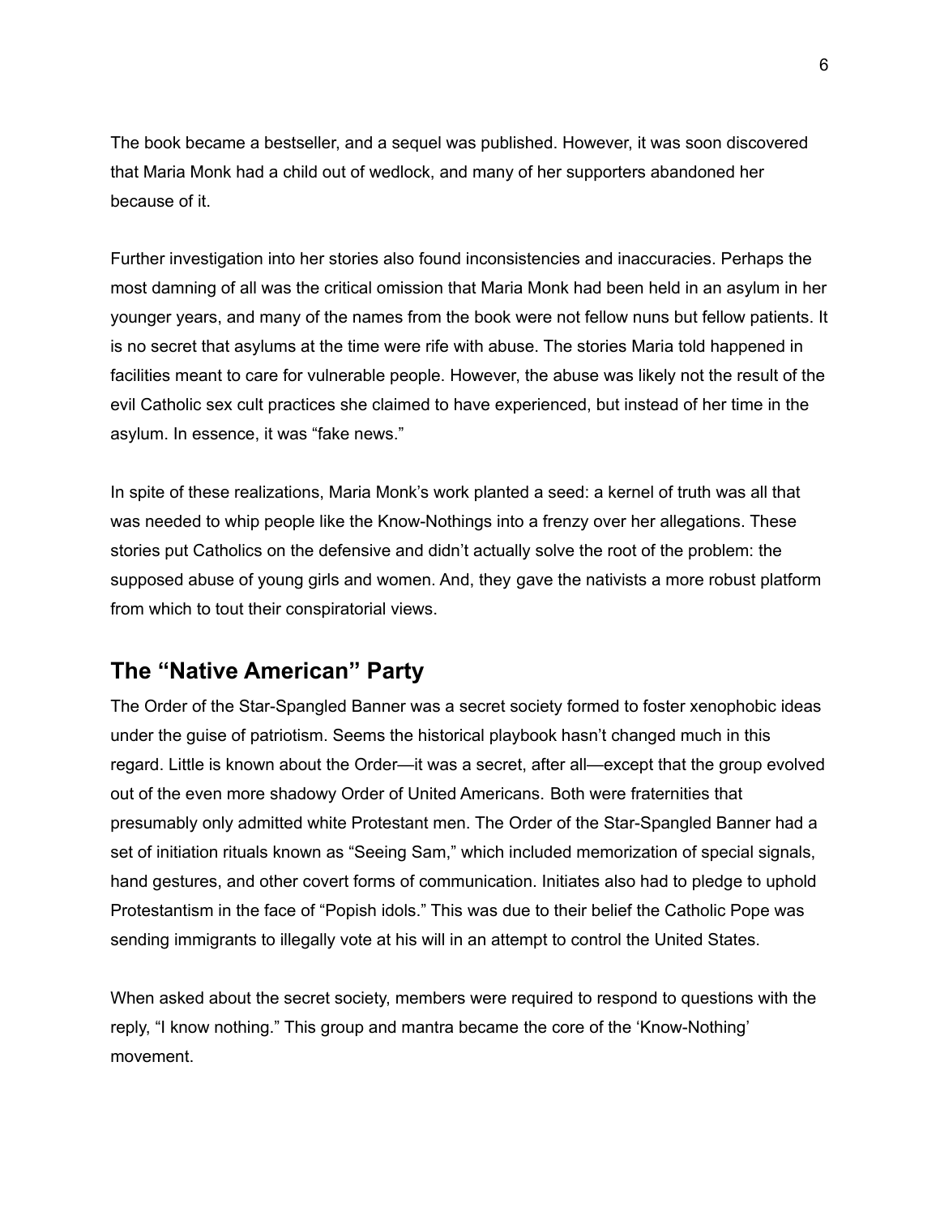The book became a bestseller, and a sequel was published. However, it was soon discovered that Maria Monk had a child out of wedlock, and many of her supporters abandoned her because of it.

Further investigation into her stories also found inconsistencies and inaccuracies. Perhaps the most damning of all was the critical omission that Maria Monk had been held in an asylum in her younger years, and many of the names from the book were not fellow nuns but fellow patients. It is no secret that asylums at the time were rife with abuse. The stories Maria told happened in facilities meant to care for vulnerable people. However, the abuse was likely not the result of the evil Catholic sex cult practices she claimed to have experienced, but instead of her time in the asylum. In essence, it was "fake news."

In spite of these realizations, Maria Monk's work planted a seed: a kernel of truth was all that was needed to whip people like the Know-Nothings into a frenzy over her allegations. These stories put Catholics on the defensive and didn't actually solve the root of the problem: the supposed abuse of young girls and women. And, they gave the nativists a more robust platform from which to tout their conspiratorial views.

## The "Native American" Party

The Order of the Star-Spangled Banner was a secret society formed to foster xenophobic ideas under the guise of patriotism. Seems the historical playbook hasn't changed much in this regard. Little is known about the Order—it was a secret, after all—except that the group evolved out of the even more shadowy Order of United Americans. Both were fraternities that presumably only admitted white Protestant men. The Order of the Star-Spangled Banner had a set of initiation rituals known as "Seeing Sam," which included memorization of special signals, hand gestures, and other covert forms of communication. Initiates also had to pledge to uphold Protestantism in the face of "Popish idols." This was due to their belief the Catholic Pope was sending immigrants to illegally vote at his will in an attempt to control the United States.

When asked about the secret society, members were required to respond to questions with the reply, "I know nothing." This group and mantra became the core of the 'Know-Nothing' movement.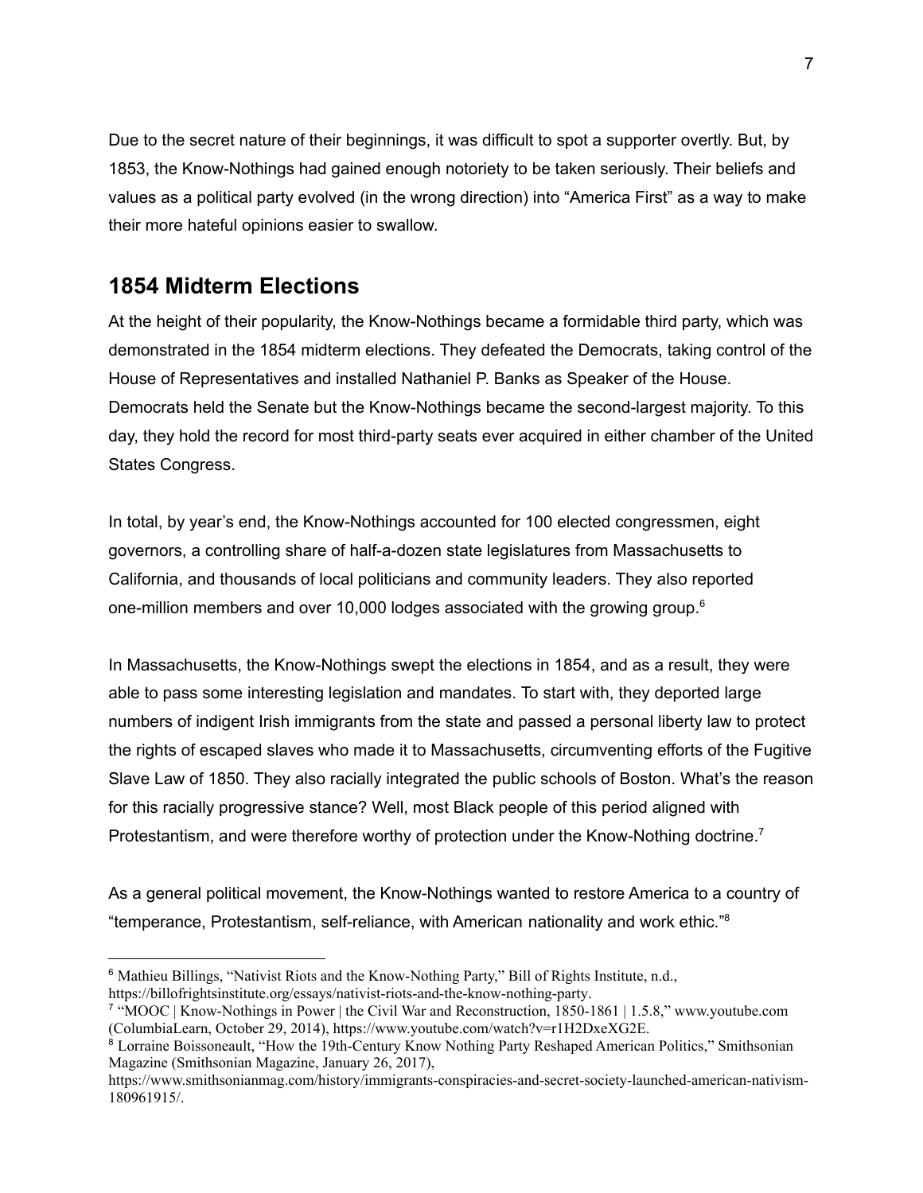Due to the secret nature of their beginnings, it was difficult to spot a supporter overtly. But, by 1853, the Know-Nothings had gained enough notoriety to be taken seriously. Their beliefs and values as a political party evolved (in the wrong direction) into "America First" as a way to make their more hateful opinions easier to swallow.

## 1854 Midterm Elections

At the height of their popularity, the Know-Nothings became a formidable third party, which was demonstrated in the 1854 midterm elections. They defeated the Democrats, taking control of the House of Representatives and installed Nathaniel P. Banks as Speaker of the House. Democrats held the Senate but the Know-Nothings became the second-largest majority. To this day, they hold the record for most third-party seats ever acquired in either chamber of the United States Congress.

In total, by year's end, the Know-Nothings accounted for 100 elected congressmen, eight governors, a controlling share of half-a-dozen state legislatures from Massachusetts to California, and thousands of local politicians and community leaders. They also reported one-million members and over 10,000 lodges associated with the growing group.[6]

In Massachusetts, the Know-Nothings swept the elections in 1854, and as a result, they were able to pass some interesting legislation and mandates. To start with, they deported large numbers of indigent Irish immigrants from the state and passed a personal liberty law to protect the rights of escaped slaves who made it to Massachusetts, circumventing efforts of the Fugitive Slave Law of 1850. They also racially integrated the public schools of Boston. What's the reason for this racially progressive stance? Well, most Black people of this period aligned with Protestantism, and were therefore worthy of protection under the Know-Nothing doctrine.[7]

As a general political movement, the Know-Nothings wanted to restore America to a country of "temperance, Protestantism, self-reliance, with American nationality and work ethic."[8]

---

[6] Mathieu Billings, "Nativist Riots and the Know-Nothing Party," Bill of Rights Institute, n.d., https://billofrightsinstitute.org/essays/nativist-riots-and-the-know-nothing-party.

[7] "MOOC | Know-Nothings in Power | the Civil War and Reconstruction, 1850-1861 | 1.5.8," www.youtube.com (ColumbiaLearn, October 29, 2014), https://www.youtube.com/watch?v=r1H2DxeXG2E.

[8] Lorraine Boissoneault, "How the 19th-Century Know Nothing Party Reshaped American Politics," Smithsonian Magazine (Smithsonian Magazine, January 26, 2017), https://www.smithsonianmag.com/history/immigrants-conspiracies-and-secret-society-launched-american-nativism-180961915/.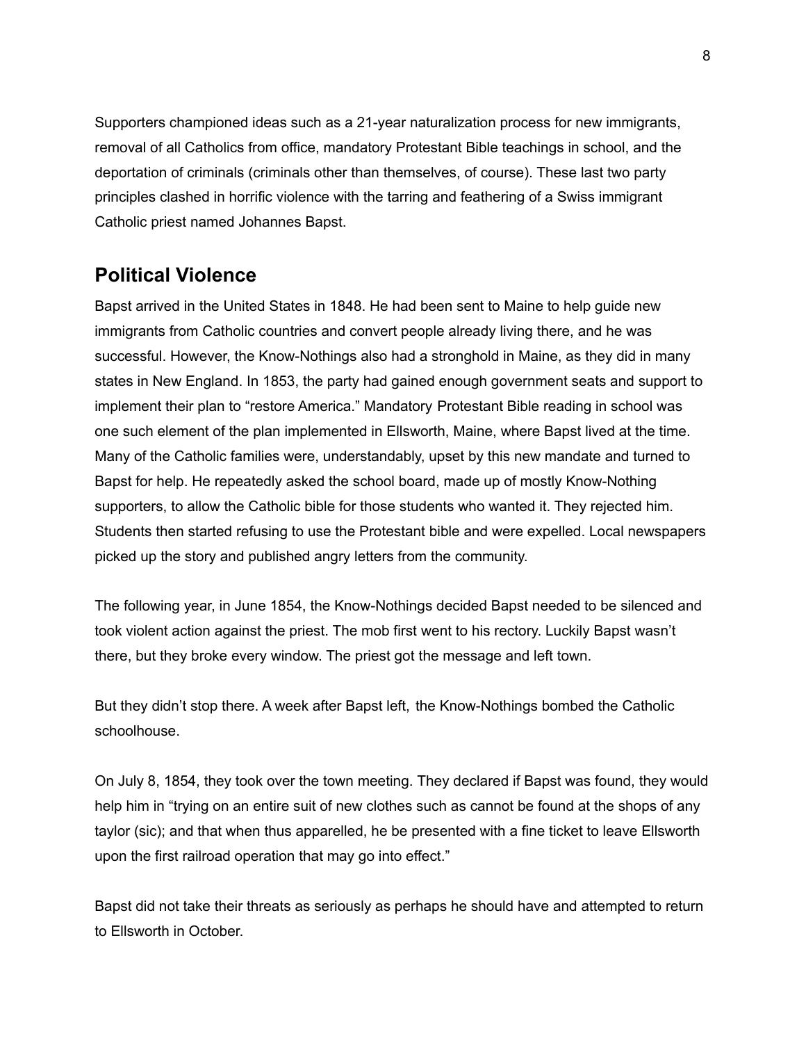Supporters championed ideas such as a 21-year naturalization process for new immigrants, removal of all Catholics from office, mandatory Protestant Bible teachings in school, and the deportation of criminals (criminals other than themselves, of course). These last two party principles clashed in horrific violence with the tarring and feathering of a Swiss immigrant Catholic priest named Johannes Bapst.

## Political Violence

Bapst arrived in the United States in 1848. He had been sent to Maine to help guide new immigrants from Catholic countries and convert people already living there, and he was successful. However, the Know-Nothings also had a stronghold in Maine, as they did in many states in New England. In 1853, the party had gained enough government seats and support to implement their plan to "restore America." Mandatory Protestant Bible reading in school was one such element of the plan implemented in Ellsworth, Maine, where Bapst lived at the time. Many of the Catholic families were, understandably, upset by this new mandate and turned to Bapst for help. He repeatedly asked the school board, made up of mostly Know-Nothing supporters, to allow the Catholic bible for those students who wanted it. They rejected him. Students then started refusing to use the Protestant bible and were expelled. Local newspapers picked up the story and published angry letters from the community.

The following year, in June 1854, the Know-Nothings decided Bapst needed to be silenced and took violent action against the priest. The mob first went to his rectory. Luckily Bapst wasn't there, but they broke every window. The priest got the message and left town.

But they didn't stop there. A week after Bapst left, the Know-Nothings bombed the Catholic schoolhouse.

On July 8, 1854, they took over the town meeting. They declared if Bapst was found, they would help him in "trying on an entire suit of new clothes such as cannot be found at the shops of any taylor (sic); and that when thus apparelled, he be presented with a fine ticket to leave Ellsworth upon the first railroad operation that may go into effect."

Bapst did not take their threats as seriously as perhaps he should have and attempted to return to Ellsworth in October.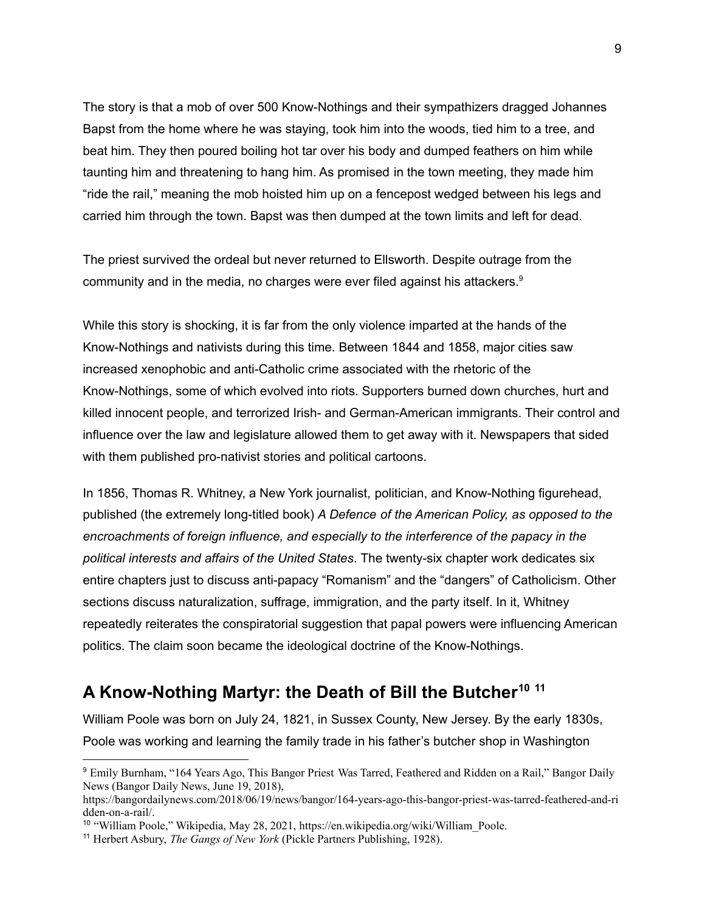The story is that a mob of over 500 Know-Nothings and their sympathizers dragged Johannes Bapst from the home where he was staying, took him into the woods, tied him to a tree, and beat him. They then poured boiling hot tar over his body and dumped feathers on him while taunting him and threatening to hang him. As promised in the town meeting, they made him "ride the rail," meaning the mob hoisted him up on a fencepost wedged between his legs and carried him through the town. Bapst was then dumped at the town limits and left for dead.

The priest survived the ordeal but never returned to Ellsworth. Despite outrage from the community and in the media, no charges were ever filed against his attackers.[9]

While this story is shocking, it is far from the only violence imparted at the hands of the Know-Nothings and nativists during this time. Between 1844 and 1858, major cities saw increased xenophobic and anti-Catholic crime associated with the rhetoric of the Know-Nothings, some of which evolved into riots. Supporters burned down churches, hurt and killed innocent people, and terrorized Irish- and German-American immigrants. Their control and influence over the law and legislature allowed them to get away with it. Newspapers that sided with them published pro-nativist stories and political cartoons.

In 1856, Thomas R. Whitney, a New York journalist, politician, and Know-Nothing figurehead, published (the extremely long-titled book) *A Defence of the American Policy, as opposed to the encroachments of foreign influence, and especially to the interference of the papacy in the political interests and affairs of the United States*. The twenty-six chapter work dedicates six entire chapters just to discuss anti-papacy "Romanism" and the "dangers" of Catholicism. Other sections discuss naturalization, suffrage, immigration, and the party itself. In it, Whitney repeatedly reiterates the conspiratorial suggestion that papal powers were influencing American politics. The claim soon became the ideological doctrine of the Know-Nothings.

## A Know-Nothing Martyr: the Death of Bill the Butcher[10] [11]

William Poole was born on July 24, 1821, in Sussex County, New Jersey. By the early 1830s, Poole was working and learning the family trade in his father's butcher shop in Washington

---

[9] Emily Burnham, "164 Years Ago, This Bangor Priest Was Tarred, Feathered and Ridden on a Rail," Bangor Daily News (Bangor Daily News, June 19, 2018), https://bangordailynews.com/2018/06/19/news/bangor/164-years-ago-this-bangor-priest-was-tarred-feathered-and-ridden-on-a-rail/.

[10] "William Poole," Wikipedia, May 28, 2021, https://en.wikipedia.org/wiki/William_Poole.

[11] Herbert Asbury, *The Gangs of New York* (Pickle Partners Publishing, 1928).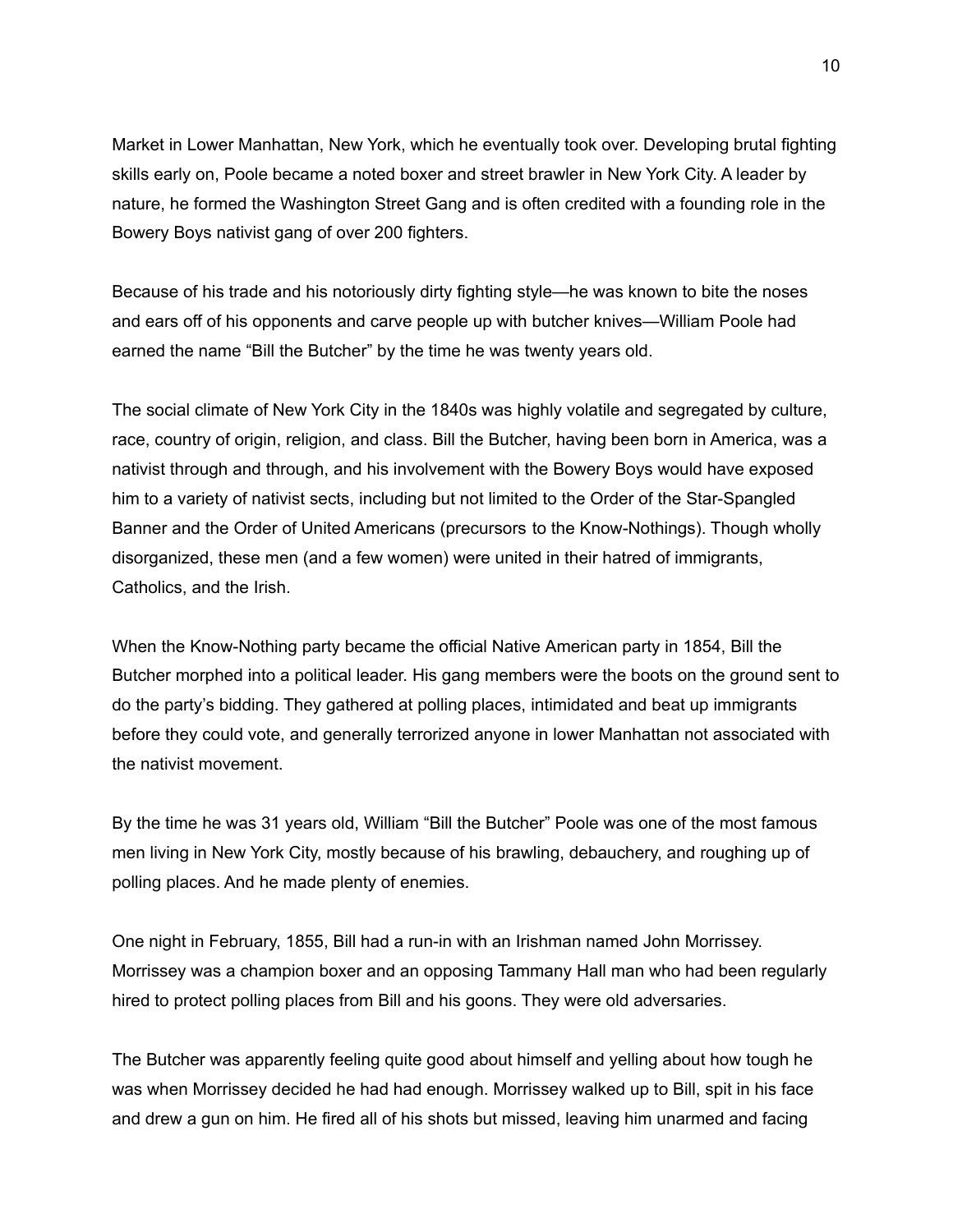Market in Lower Manhattan, New York, which he eventually took over. Developing brutal fighting skills early on, Poole became a noted boxer and street brawler in New York City. A leader by nature, he formed the Washington Street Gang and is often credited with a founding role in the Bowery Boys nativist gang of over 200 fighters.

Because of his trade and his notoriously dirty fighting style—he was known to bite the noses and ears off of his opponents and carve people up with butcher knives—William Poole had earned the name "Bill the Butcher" by the time he was twenty years old.

The social climate of New York City in the 1840s was highly volatile and segregated by culture, race, country of origin, religion, and class. Bill the Butcher, having been born in America, was a nativist through and through, and his involvement with the Bowery Boys would have exposed him to a variety of nativist sects, including but not limited to the Order of the Star-Spangled Banner and the Order of United Americans (precursors to the Know-Nothings). Though wholly disorganized, these men (and a few women) were united in their hatred of immigrants, Catholics, and the Irish.

When the Know-Nothing party became the official Native American party in 1854, Bill the Butcher morphed into a political leader. His gang members were the boots on the ground sent to do the party's bidding. They gathered at polling places, intimidated and beat up immigrants before they could vote, and generally terrorized anyone in lower Manhattan not associated with the nativist movement.

By the time he was 31 years old, William "Bill the Butcher" Poole was one of the most famous men living in New York City, mostly because of his brawling, debauchery, and roughing up of polling places. And he made plenty of enemies.

One night in February, 1855, Bill had a run-in with an Irishman named John Morrissey. Morrissey was a champion boxer and an opposing Tammany Hall man who had been regularly hired to protect polling places from Bill and his goons. They were old adversaries.

The Butcher was apparently feeling quite good about himself and yelling about how tough he was when Morrissey decided he had had enough. Morrissey walked up to Bill, spit in his face and drew a gun on him. He fired all of his shots but missed, leaving him unarmed and facing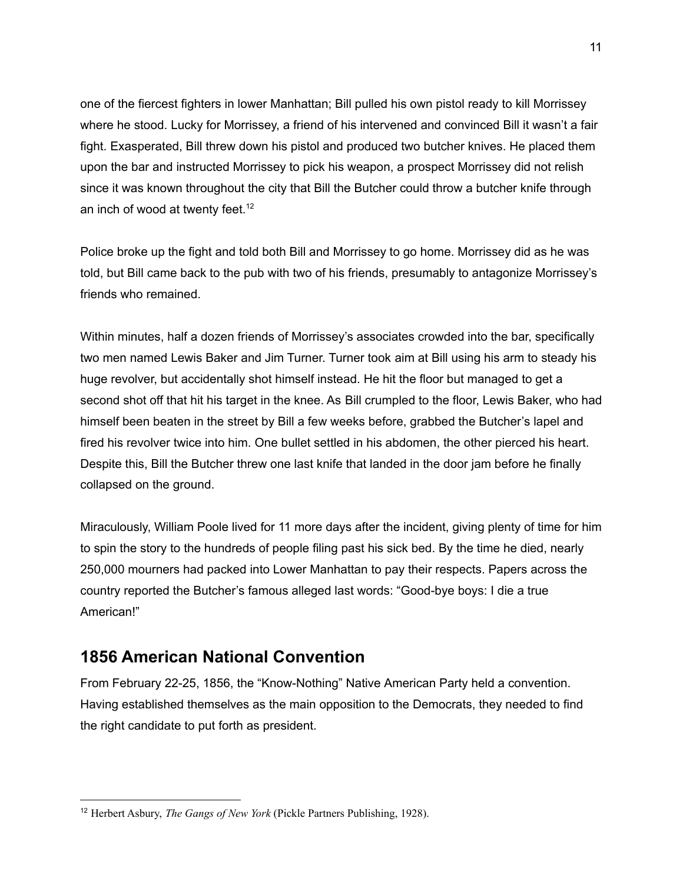one of the fiercest fighters in lower Manhattan; Bill pulled his own pistol ready to kill Morrissey where he stood. Lucky for Morrissey, a friend of his intervened and convinced Bill it wasn't a fair fight. Exasperated, Bill threw down his pistol and produced two butcher knives. He placed them upon the bar and instructed Morrissey to pick his weapon, a prospect Morrissey did not relish since it was known throughout the city that Bill the Butcher could throw a butcher knife through an inch of wood at twenty feet.[12]

Police broke up the fight and told both Bill and Morrissey to go home. Morrissey did as he was told, but Bill came back to the pub with two of his friends, presumably to antagonize Morrissey's friends who remained.

Within minutes, half a dozen friends of Morrissey's associates crowded into the bar, specifically two men named Lewis Baker and Jim Turner. Turner took aim at Bill using his arm to steady his huge revolver, but accidentally shot himself instead. He hit the floor but managed to get a second shot off that hit his target in the knee. As Bill crumpled to the floor, Lewis Baker, who had himself been beaten in the street by Bill a few weeks before, grabbed the Butcher's lapel and fired his revolver twice into him. One bullet settled in his abdomen, the other pierced his heart. Despite this, Bill the Butcher threw one last knife that landed in the door jam before he finally collapsed on the ground.

Miraculously, William Poole lived for 11 more days after the incident, giving plenty of time for him to spin the story to the hundreds of people filing past his sick bed. By the time he died, nearly 250,000 mourners had packed into Lower Manhattan to pay their respects. Papers across the country reported the Butcher's famous alleged last words: "Good-bye boys: I die a true American!"

## 1856 American National Convention

From February 22-25, 1856, the "Know-Nothing" Native American Party held a convention. Having established themselves as the main opposition to the Democrats, they needed to find the right candidate to put forth as president.

---

[12] Herbert Asbury, *The Gangs of New York* (Pickle Partners Publishing, 1928).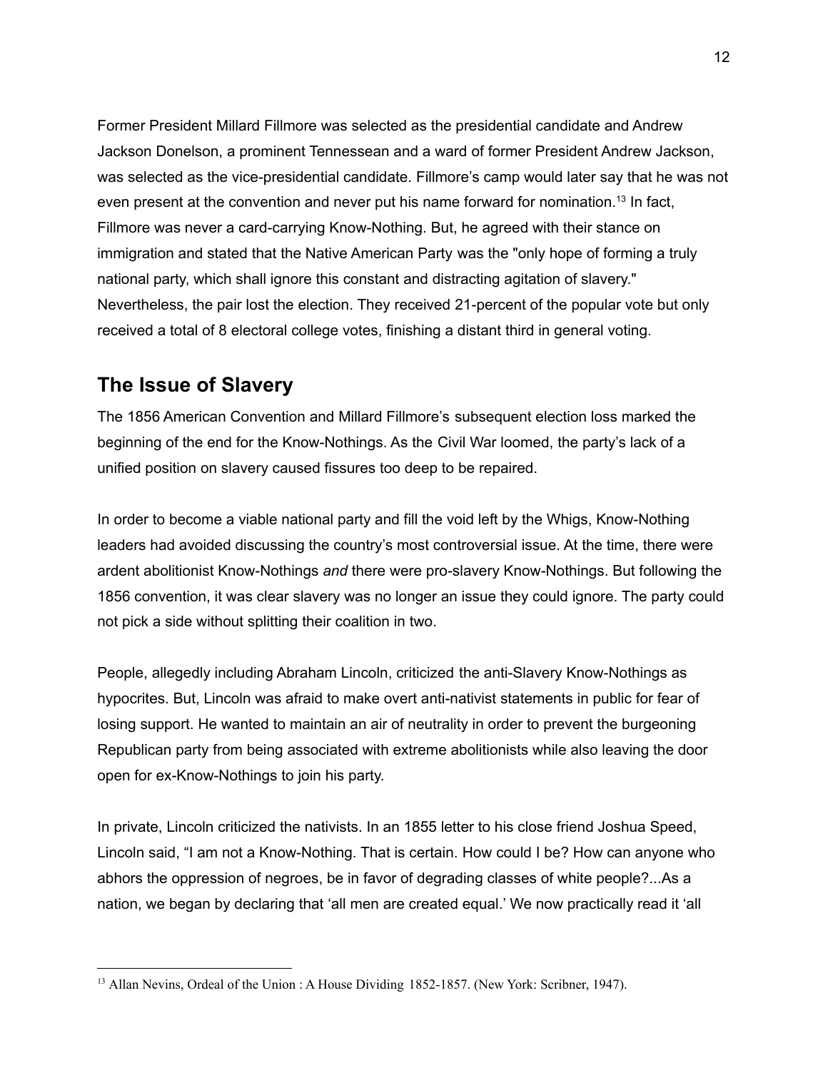Former President Millard Fillmore was selected as the presidential candidate and Andrew Jackson Donelson, a prominent Tennessean and a ward of former President Andrew Jackson, was selected as the vice-presidential candidate. Fillmore's camp would later say that he was not even present at the convention and never put his name forward for nomination.[13] In fact, Fillmore was never a card-carrying Know-Nothing. But, he agreed with their stance on immigration and stated that the Native American Party was the "only hope of forming a truly national party, which shall ignore this constant and distracting agitation of slavery." Nevertheless, the pair lost the election. They received 21-percent of the popular vote but only received a total of 8 electoral college votes, finishing a distant third in general voting.

## The Issue of Slavery

The 1856 American Convention and Millard Fillmore's subsequent election loss marked the beginning of the end for the Know-Nothings. As the Civil War loomed, the party's lack of a unified position on slavery caused fissures too deep to be repaired.

In order to become a viable national party and fill the void left by the Whigs, Know-Nothing leaders had avoided discussing the country's most controversial issue. At the time, there were ardent abolitionist Know-Nothings *and* there were pro-slavery Know-Nothings. But following the 1856 convention, it was clear slavery was no longer an issue they could ignore. The party could not pick a side without splitting their coalition in two.

People, allegedly including Abraham Lincoln, criticized the anti-Slavery Know-Nothings as hypocrites. But, Lincoln was afraid to make overt anti-nativist statements in public for fear of losing support. He wanted to maintain an air of neutrality in order to prevent the burgeoning Republican party from being associated with extreme abolitionists while also leaving the door open for ex-Know-Nothings to join his party.

In private, Lincoln criticized the nativists. In an 1855 letter to his close friend Joshua Speed, Lincoln said, "I am not a Know-Nothing. That is certain. How could I be? How can anyone who abhors the oppression of negroes, be in favor of degrading classes of white people?...As a nation, we began by declaring that 'all men are created equal.' We now practically read it 'all

[13] Allan Nevins, Ordeal of the Union : A House Dividing 1852-1857. (New York: Scribner, 1947).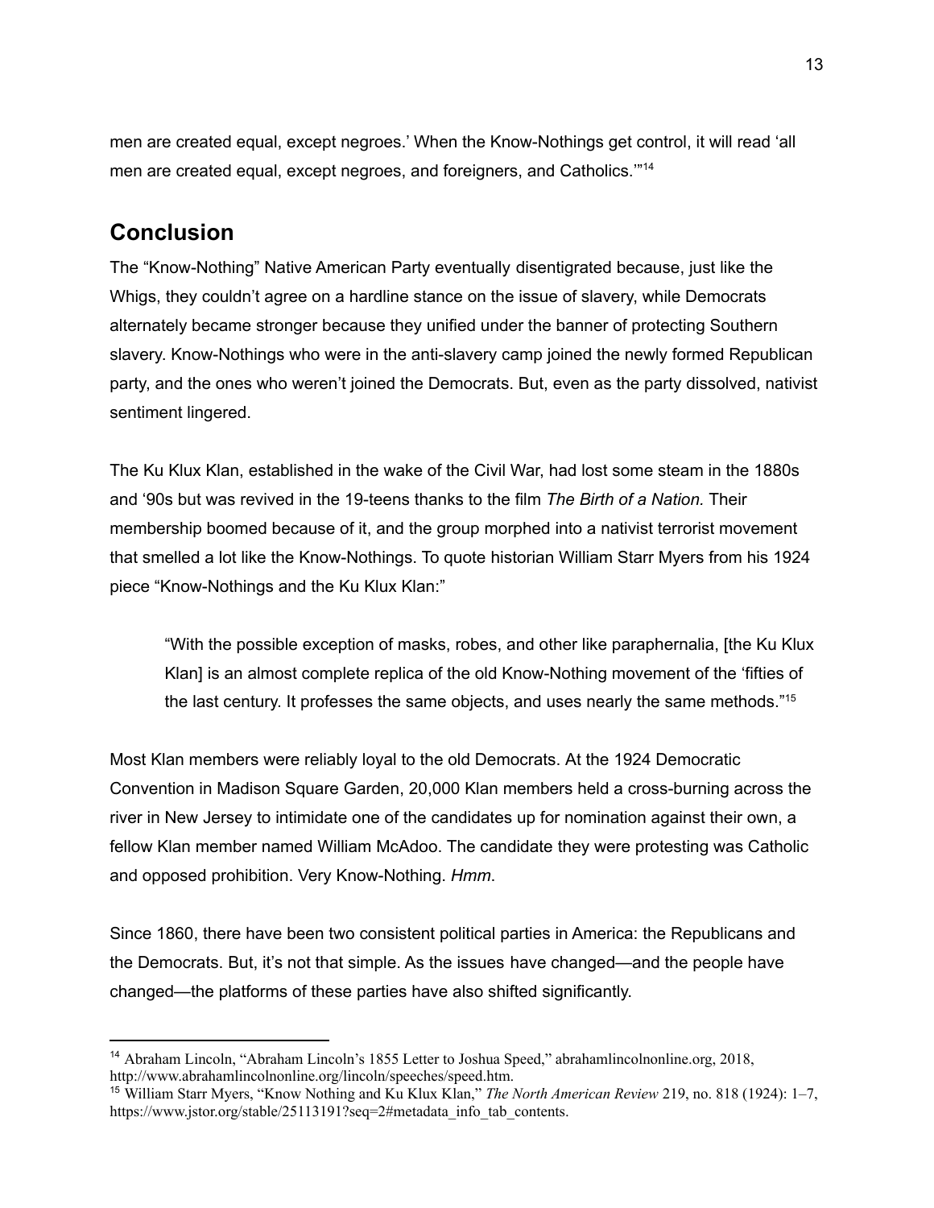men are created equal, except negroes.' When the Know-Nothings get control, it will read 'all men are created equal, except negroes, and foreigners, and Catholics.'"[14]

## Conclusion

The "Know-Nothing" Native American Party eventually disentigrated because, just like the Whigs, they couldn't agree on a hardline stance on the issue of slavery, while Democrats alternately became stronger because they unified under the banner of protecting Southern slavery. Know-Nothings who were in the anti-slavery camp joined the newly formed Republican party, and the ones who weren't joined the Democrats. But, even as the party dissolved, nativist sentiment lingered.

The Ku Klux Klan, established in the wake of the Civil War, had lost some steam in the 1880s and '90s but was revived in the 19-teens thanks to the film *The Birth of a Nation.* Their membership boomed because of it, and the group morphed into a nativist terrorist movement that smelled a lot like the Know-Nothings. To quote historian William Starr Myers from his 1924 piece "Know-Nothings and the Ku Klux Klan:"

> "With the possible exception of masks, robes, and other like paraphernalia, [the Ku Klux Klan] is an almost complete replica of the old Know-Nothing movement of the 'fifties of the last century. It professes the same objects, and uses nearly the same methods."[15]

Most Klan members were reliably loyal to the old Democrats. At the 1924 Democratic Convention in Madison Square Garden, 20,000 Klan members held a cross-burning across the river in New Jersey to intimidate one of the candidates up for nomination against their own, a fellow Klan member named William McAdoo. The candidate they were protesting was Catholic and opposed prohibition. Very Know-Nothing. *Hmm*.

Since 1860, there have been two consistent political parties in America: the Republicans and the Democrats. But, it's not that simple. As the issues have changed—and the people have changed—the platforms of these parties have also shifted significantly.

---

[14] Abraham Lincoln, "Abraham Lincoln's 1855 Letter to Joshua Speed," abrahamlincolnonline.org, 2018, http://www.abrahamlincolnonline.org/lincoln/speeches/speed.htm.

[15] William Starr Myers, "Know Nothing and Ku Klux Klan," *The North American Review* 219, no. 818 (1924): 1–7, https://www.jstor.org/stable/25113191?seq=2#metadata_info_tab_contents.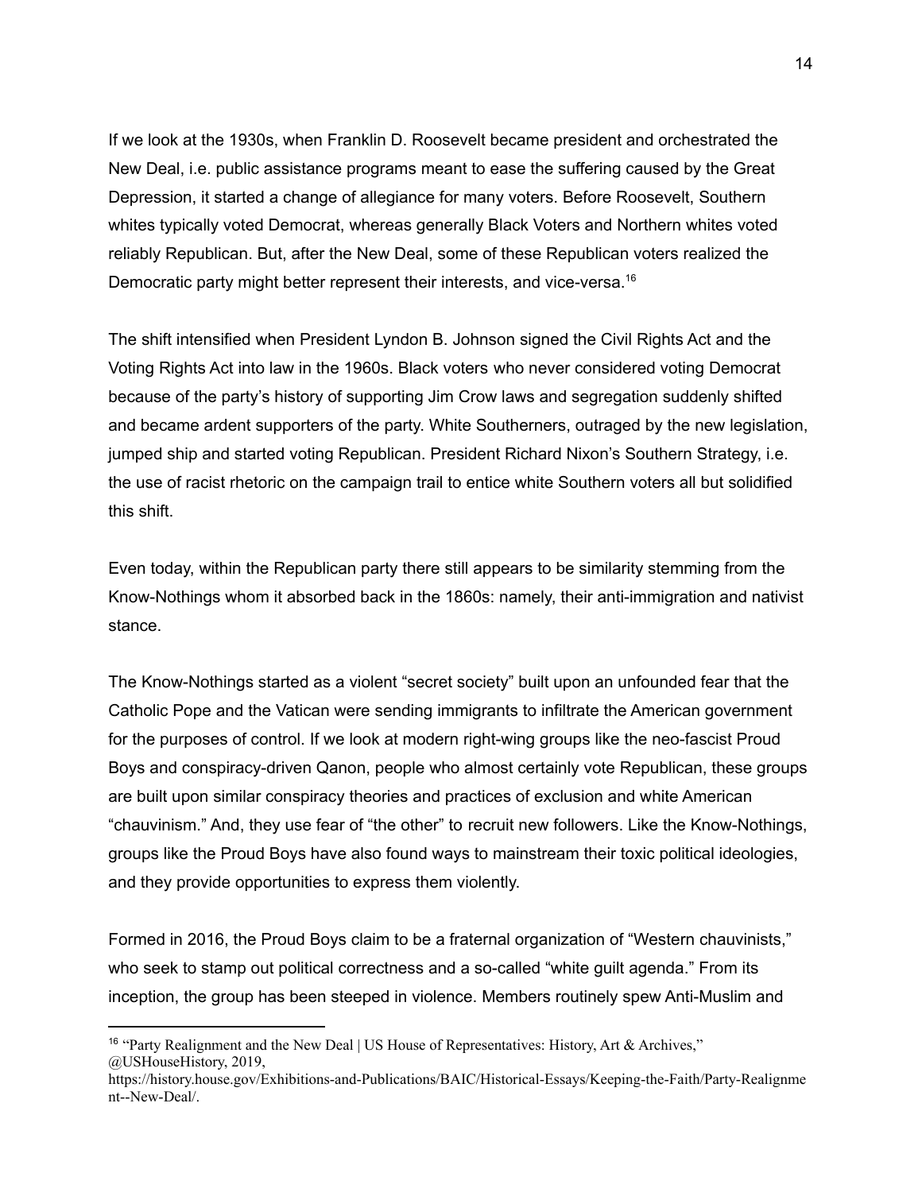If we look at the 1930s, when Franklin D. Roosevelt became president and orchestrated the New Deal, i.e. public assistance programs meant to ease the suffering caused by the Great Depression, it started a change of allegiance for many voters. Before Roosevelt, Southern whites typically voted Democrat, whereas generally Black Voters and Northern whites voted reliably Republican. But, after the New Deal, some of these Republican voters realized the Democratic party might better represent their interests, and vice-versa.[16]

The shift intensified when President Lyndon B. Johnson signed the Civil Rights Act and the Voting Rights Act into law in the 1960s. Black voters who never considered voting Democrat because of the party's history of supporting Jim Crow laws and segregation suddenly shifted and became ardent supporters of the party. White Southerners, outraged by the new legislation, jumped ship and started voting Republican. President Richard Nixon's Southern Strategy, i.e. the use of racist rhetoric on the campaign trail to entice white Southern voters all but solidified this shift.

Even today, within the Republican party there still appears to be similarity stemming from the Know-Nothings whom it absorbed back in the 1860s: namely, their anti-immigration and nativist stance.

The Know-Nothings started as a violent "secret society" built upon an unfounded fear that the Catholic Pope and the Vatican were sending immigrants to infiltrate the American government for the purposes of control. If we look at modern right-wing groups like the neo-fascist Proud Boys and conspiracy-driven Qanon, people who almost certainly vote Republican, these groups are built upon similar conspiracy theories and practices of exclusion and white American "chauvinism." And, they use fear of "the other" to recruit new followers. Like the Know-Nothings, groups like the Proud Boys have also found ways to mainstream their toxic political ideologies, and they provide opportunities to express them violently.

Formed in 2016, the Proud Boys claim to be a fraternal organization of "Western chauvinists," who seek to stamp out political correctness and a so-called "white guilt agenda." From its inception, the group has been steeped in violence. Members routinely spew Anti-Muslim and

---

[16] "Party Realignment and the New Deal | US House of Representatives: History, Art & Archives," @USHouseHistory, 2019, https://history.house.gov/Exhibitions-and-Publications/BAIC/Historical-Essays/Keeping-the-Faith/Party-Realignment--New-Deal/.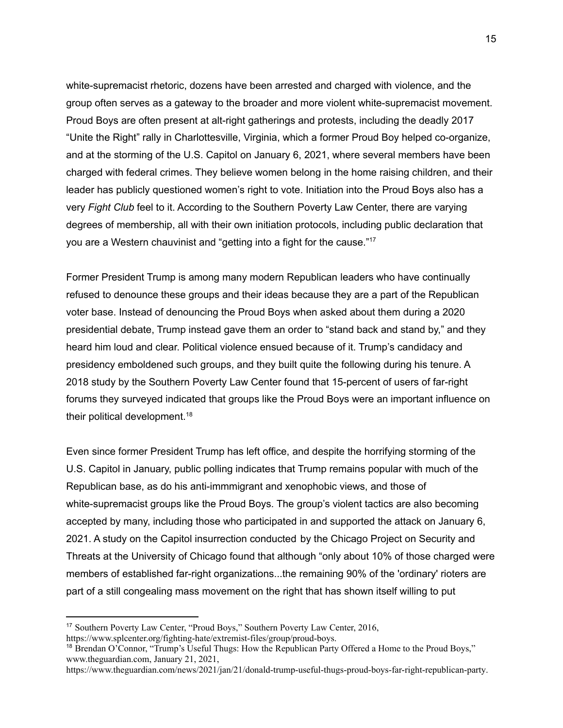white-supremacist rhetoric, dozens have been arrested and charged with violence, and the group often serves as a gateway to the broader and more violent white-supremacist movement. Proud Boys are often present at alt-right gatherings and protests, including the deadly 2017 "Unite the Right" rally in Charlottesville, Virginia, which a former Proud Boy helped co-organize, and at the storming of the U.S. Capitol on January 6, 2021, where several members have been charged with federal crimes. They believe women belong in the home raising children, and their leader has publicly questioned women's right to vote. Initiation into the Proud Boys also has a very *Fight Club* feel to it. According to the Southern Poverty Law Center, there are varying degrees of membership, all with their own initiation protocols, including public declaration that you are a Western chauvinist and "getting into a fight for the cause."[17]

Former President Trump is among many modern Republican leaders who have continually refused to denounce these groups and their ideas because they are a part of the Republican voter base. Instead of denouncing the Proud Boys when asked about them during a 2020 presidential debate, Trump instead gave them an order to "stand back and stand by," and they heard him loud and clear. Political violence ensued because of it. Trump's candidacy and presidency emboldened such groups, and they built quite the following during his tenure. A 2018 study by the Southern Poverty Law Center found that 15-percent of users of far-right forums they surveyed indicated that groups like the Proud Boys were an important influence on their political development.[18]

Even since former President Trump has left office, and despite the horrifying storming of the U.S. Capitol in January, public polling indicates that Trump remains popular with much of the Republican base, as do his anti-immmigrant and xenophobic views, and those of white-supremacist groups like the Proud Boys. The group's violent tactics are also becoming accepted by many, including those who participated in and supported the attack on January 6, 2021. A study on the Capitol insurrection conducted by the Chicago Project on Security and Threats at the University of Chicago found that although "only about 10% of those charged were members of established far-right organizations...the remaining 90% of the 'ordinary' rioters are part of a still congealing mass movement on the right that has shown itself willing to put

---

[17] Southern Poverty Law Center, "Proud Boys," Southern Poverty Law Center, 2016, https://www.splcenter.org/fighting-hate/extremist-files/group/proud-boys.

[18] Brendan O'Connor, "Trump's Useful Thugs: How the Republican Party Offered a Home to the Proud Boys," www.theguardian.com, January 21, 2021, https://www.theguardian.com/news/2021/jan/21/donald-trump-useful-thugs-proud-boys-far-right-republican-party.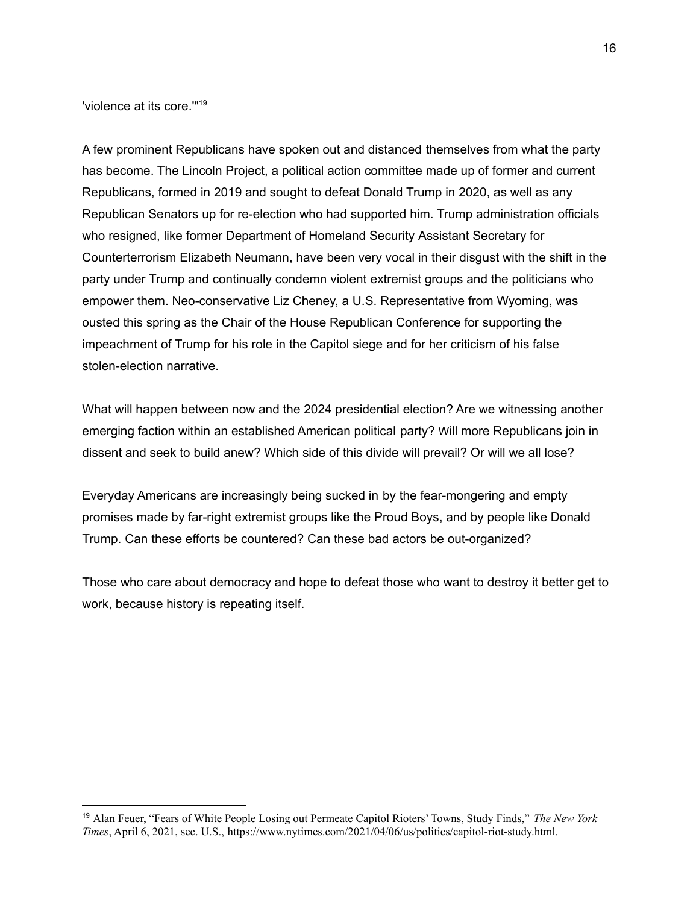'violence at its core.'"[19]

A few prominent Republicans have spoken out and distanced themselves from what the party has become. The Lincoln Project, a political action committee made up of former and current Republicans, formed in 2019 and sought to defeat Donald Trump in 2020, as well as any Republican Senators up for re-election who had supported him. Trump administration officials who resigned, like former Department of Homeland Security Assistant Secretary for Counterterrorism Elizabeth Neumann, have been very vocal in their disgust with the shift in the party under Trump and continually condemn violent extremist groups and the politicians who empower them. Neo-conservative Liz Cheney, a U.S. Representative from Wyoming, was ousted this spring as the Chair of the House Republican Conference for supporting the impeachment of Trump for his role in the Capitol siege and for her criticism of his false stolen-election narrative.

What will happen between now and the 2024 presidential election? Are we witnessing another emerging faction within an established American political party? Will more Republicans join in dissent and seek to build anew? Which side of this divide will prevail? Or will we all lose?

Everyday Americans are increasingly being sucked in by the fear-mongering and empty promises made by far-right extremist groups like the Proud Boys, and by people like Donald Trump. Can these efforts be countered? Can these bad actors be out-organized?

Those who care about democracy and hope to defeat those who want to destroy it better get to work, because history is repeating itself.

---

[19] Alan Feuer, "Fears of White People Losing out Permeate Capitol Rioters' Towns, Study Finds," *The New York Times*, April 6, 2021, sec. U.S., https://www.nytimes.com/2021/04/06/us/politics/capitol-riot-study.html.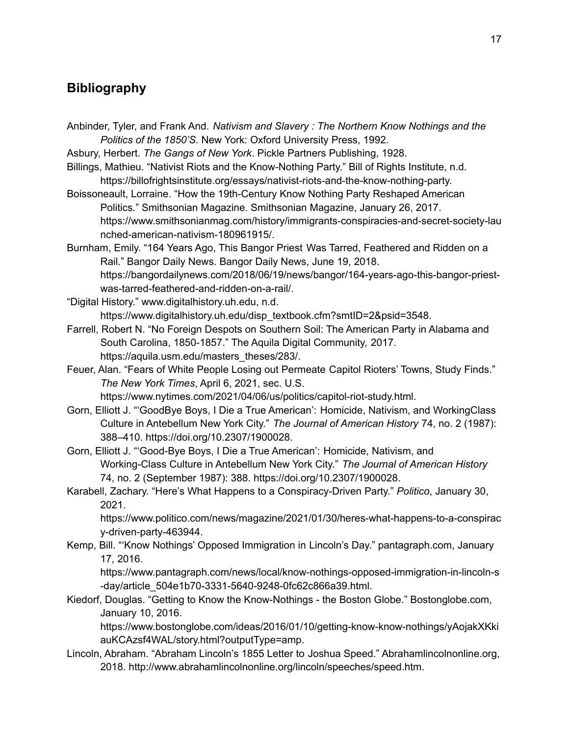## Bibliography

Anbinder, Tyler, and Frank And. *Nativism and Slavery : The Northern Know Nothings and the Politics of the 1850'S*. New York: Oxford University Press, 1992.

Asbury, Herbert. *The Gangs of New York*. Pickle Partners Publishing, 1928.

Billings, Mathieu. "Nativist Riots and the Know-Nothing Party." Bill of Rights Institute, n.d. https://billofrightsinstitute.org/essays/nativist-riots-and-the-know-nothing-party.

Boissoneault, Lorraine. "How the 19th-Century Know Nothing Party Reshaped American Politics." Smithsonian Magazine. Smithsonian Magazine, January 26, 2017. https://www.smithsonianmag.com/history/immigrants-conspiracies-and-secret-society-launched-american-nativism-180961915/.

Burnham, Emily. "164 Years Ago, This Bangor Priest Was Tarred, Feathered and Ridden on a Rail." Bangor Daily News. Bangor Daily News, June 19, 2018. https://bangordailynews.com/2018/06/19/news/bangor/164-years-ago-this-bangor-priest-was-tarred-feathered-and-ridden-on-a-rail/.

"Digital History." www.digitalhistory.uh.edu, n.d. https://www.digitalhistory.uh.edu/disp_textbook.cfm?smtID=2&psid=3548.

Farrell, Robert N. "No Foreign Despots on Southern Soil: The American Party in Alabama and South Carolina, 1850-1857." The Aquila Digital Community, 2017. https://aquila.usm.edu/masters_theses/283/.

Feuer, Alan. "Fears of White People Losing out Permeate Capitol Rioters' Towns, Study Finds." *The New York Times*, April 6, 2021, sec. U.S. https://www.nytimes.com/2021/04/06/us/politics/capitol-riot-study.html.

Gorn, Elliott J. "'GoodBye Boys, I Die a True American': Homicide, Nativism, and WorkingClass Culture in Antebellum New York City." *The Journal of American History* 74, no. 2 (1987): 388–410. https://doi.org/10.2307/1900028.

Gorn, Elliott J. "'Good-Bye Boys, I Die a True American': Homicide, Nativism, and Working-Class Culture in Antebellum New York City." *The Journal of American History* 74, no. 2 (September 1987): 388. https://doi.org/10.2307/1900028.

Karabell, Zachary. "Here's What Happens to a Conspiracy-Driven Party." *Politico*, January 30, 2021. https://www.politico.com/news/magazine/2021/01/30/heres-what-happens-to-a-conspiracy-driven-party-463944.

Kemp, Bill. "'Know Nothings' Opposed Immigration in Lincoln's Day." pantagraph.com, January 17, 2016. https://www.pantagraph.com/news/local/know-nothings-opposed-immigration-in-lincoln-s-day/article_504e1b70-3331-5640-9248-0fc62c866a39.html.

Kiedorf, Douglas. "Getting to Know the Know-Nothings - the Boston Globe." Bostonglobe.com, January 10, 2016. https://www.bostonglobe.com/ideas/2016/01/10/getting-know-know-nothings/yAojakXKkiauKCAzsf4WAL/story.html?outputType=amp.

Lincoln, Abraham. "Abraham Lincoln's 1855 Letter to Joshua Speed." Abrahamlincolnonline.org, 2018. http://www.abrahamlincolnonline.org/lincoln/speeches/speed.htm.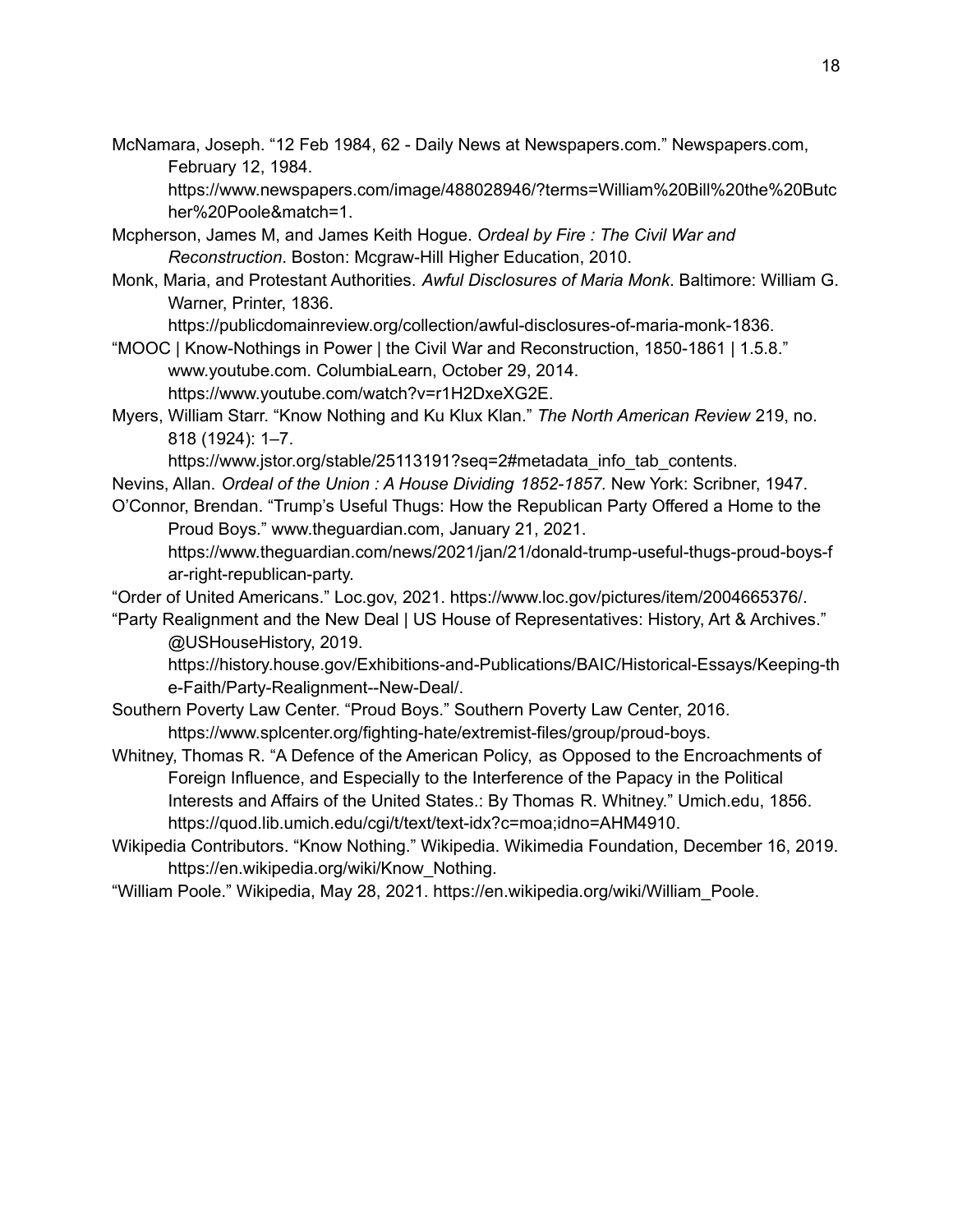McNamara, Joseph. “12 Feb 1984, 62 - Daily News at Newspapers.com.” Newspapers.com, February 12, 1984. https://www.newspapers.com/image/488028946/?terms=William%20Bill%20the%20Butcher%20Poole&match=1.

Mcpherson, James M, and James Keith Hogue. *Ordeal by Fire : The Civil War and Reconstruction*. Boston: Mcgraw-Hill Higher Education, 2010.

Monk, Maria, and Protestant Authorities. *Awful Disclosures of Maria Monk*. Baltimore: William G. Warner, Printer, 1836. https://publicdomainreview.org/collection/awful-disclosures-of-maria-monk-1836.

“MOOC | Know-Nothings in Power | the Civil War and Reconstruction, 1850-1861 | 1.5.8.” www.youtube.com. ColumbiaLearn, October 29, 2014. https://www.youtube.com/watch?v=r1H2DxeXG2E.

Myers, William Starr. “Know Nothing and Ku Klux Klan.” *The North American Review* 219, no. 818 (1924): 1–7. https://www.jstor.org/stable/25113191?seq=2#metadata_info_tab_contents.

Nevins, Allan. *Ordeal of the Union : A House Dividing 1852-1857*. New York: Scribner, 1947.

O’Connor, Brendan. “Trump’s Useful Thugs: How the Republican Party Offered a Home to the Proud Boys.” www.theguardian.com, January 21, 2021. https://www.theguardian.com/news/2021/jan/21/donald-trump-useful-thugs-proud-boys-far-right-republican-party.

“Order of United Americans.” Loc.gov, 2021. https://www.loc.gov/pictures/item/2004665376/.

“Party Realignment and the New Deal | US House of Representatives: History, Art & Archives.” @USHouseHistory, 2019. https://history.house.gov/Exhibitions-and-Publications/BAIC/Historical-Essays/Keeping-the-Faith/Party-Realignment--New-Deal/.

Southern Poverty Law Center. “Proud Boys.” Southern Poverty Law Center, 2016. https://www.splcenter.org/fighting-hate/extremist-files/group/proud-boys.

Whitney, Thomas R. “A Defence of the American Policy, as Opposed to the Encroachments of Foreign Influence, and Especially to the Interference of the Papacy in the Political Interests and Affairs of the United States.: By Thomas R. Whitney.” Umich.edu, 1856. https://quod.lib.umich.edu/cgi/t/text/text-idx?c=moa;idno=AHM4910.

Wikipedia Contributors. “Know Nothing.” Wikipedia. Wikimedia Foundation, December 16, 2019. https://en.wikipedia.org/wiki/Know_Nothing.

“William Poole.” Wikipedia, May 28, 2021. https://en.wikipedia.org/wiki/William_Poole.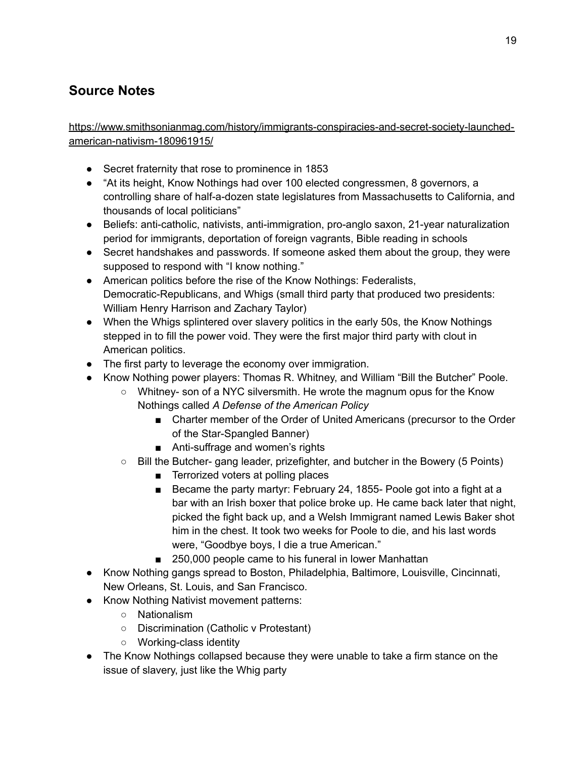## Source Notes

https://www.smithsonianmag.com/history/immigrants-conspiracies-and-secret-society-launched-american-nativism-180961915/

- Secret fraternity that rose to prominence in 1853
- "At its height, Know Nothings had over 100 elected congressmen, 8 governors, a controlling share of half-a-dozen state legislatures from Massachusetts to California, and thousands of local politicians"
- Beliefs: anti-catholic, nativists, anti-immigration, pro-anglo saxon, 21-year naturalization period for immigrants, deportation of foreign vagrants, Bible reading in schools
- Secret handshakes and passwords. If someone asked them about the group, they were supposed to respond with "I know nothing."
- American politics before the rise of the Know Nothings: Federalists, Democratic-Republicans, and Whigs (small third party that produced two presidents: William Henry Harrison and Zachary Taylor)
- When the Whigs splintered over slavery politics in the early 50s, the Know Nothings stepped in to fill the power void. They were the first major third party with clout in American politics.
- The first party to leverage the economy over immigration.
- Know Nothing power players: Thomas R. Whitney, and William "Bill the Butcher" Poole.
    - Whitney- son of a NYC silversmith. He wrote the magnum opus for the Know Nothings called *A Defense of the American Policy*
        - Charter member of the Order of United Americans (precursor to the Order of the Star-Spangled Banner)
        - Anti-suffrage and women's rights
    - Bill the Butcher- gang leader, prizefighter, and butcher in the Bowery (5 Points)
        - Terrorized voters at polling places
        - Became the party martyr: February 24, 1855- Poole got into a fight at a bar with an Irish boxer that police broke up. He came back later that night, picked the fight back up, and a Welsh Immigrant named Lewis Baker shot him in the chest. It took two weeks for Poole to die, and his last words were, "Goodbye boys, I die a true American."
        - 250,000 people came to his funeral in lower Manhattan
- Know Nothing gangs spread to Boston, Philadelphia, Baltimore, Louisville, Cincinnati, New Orleans, St. Louis, and San Francisco.
- Know Nothing Nativist movement patterns:
    - Nationalism
    - Discrimination (Catholic v Protestant)
    - Working-class identity
- The Know Nothings collapsed because they were unable to take a firm stance on the issue of slavery, just like the Whig party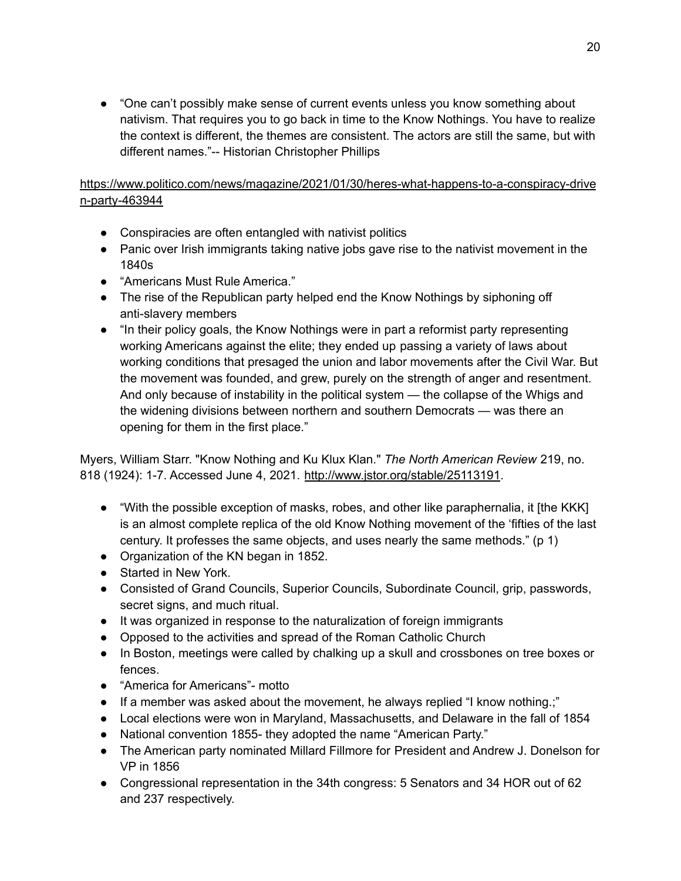- "One can't possibly make sense of current events unless you know something about nativism. That requires you to go back in time to the Know Nothings. You have to realize the context is different, the themes are consistent. The actors are still the same, but with different names."-- Historian Christopher Phillips

https://www.politico.com/news/magazine/2021/01/30/heres-what-happens-to-a-conspiracy-driven-party-463944

- Conspiracies are often entangled with nativist politics
- Panic over Irish immigrants taking native jobs gave rise to the nativist movement in the 1840s
- "Americans Must Rule America."
- The rise of the Republican party helped end the Know Nothings by siphoning off anti-slavery members
- "In their policy goals, the Know Nothings were in part a reformist party representing working Americans against the elite; they ended up passing a variety of laws about working conditions that presaged the union and labor movements after the Civil War. But the movement was founded, and grew, purely on the strength of anger and resentment. And only because of instability in the political system — the collapse of the Whigs and the widening divisions between northern and southern Democrats — was there an opening for them in the first place."

Myers, William Starr. "Know Nothing and Ku Klux Klan." *The North American Review* 219, no. 818 (1924): 1-7. Accessed June 4, 2021. http://www.jstor.org/stable/25113191.

- "With the possible exception of masks, robes, and other like paraphernalia, it [the KKK] is an almost complete replica of the old Know Nothing movement of the 'fifties of the last century. It professes the same objects, and uses nearly the same methods." (p 1)
- Organization of the KN began in 1852.
- Started in New York.
- Consisted of Grand Councils, Superior Councils, Subordinate Council, grip, passwords, secret signs, and much ritual.
- It was organized in response to the naturalization of foreign immigrants
- Opposed to the activities and spread of the Roman Catholic Church
- In Boston, meetings were called by chalking up a skull and crossbones on tree boxes or fences.
- "America for Americans"- motto
- If a member was asked about the movement, he always replied "I know nothing.;"
- Local elections were won in Maryland, Massachusetts, and Delaware in the fall of 1854
- National convention 1855- they adopted the name "American Party."
- The American party nominated Millard Fillmore for President and Andrew J. Donelson for VP in 1856
- Congressional representation in the 34th congress: 5 Senators and 34 HOR out of 62 and 237 respectively.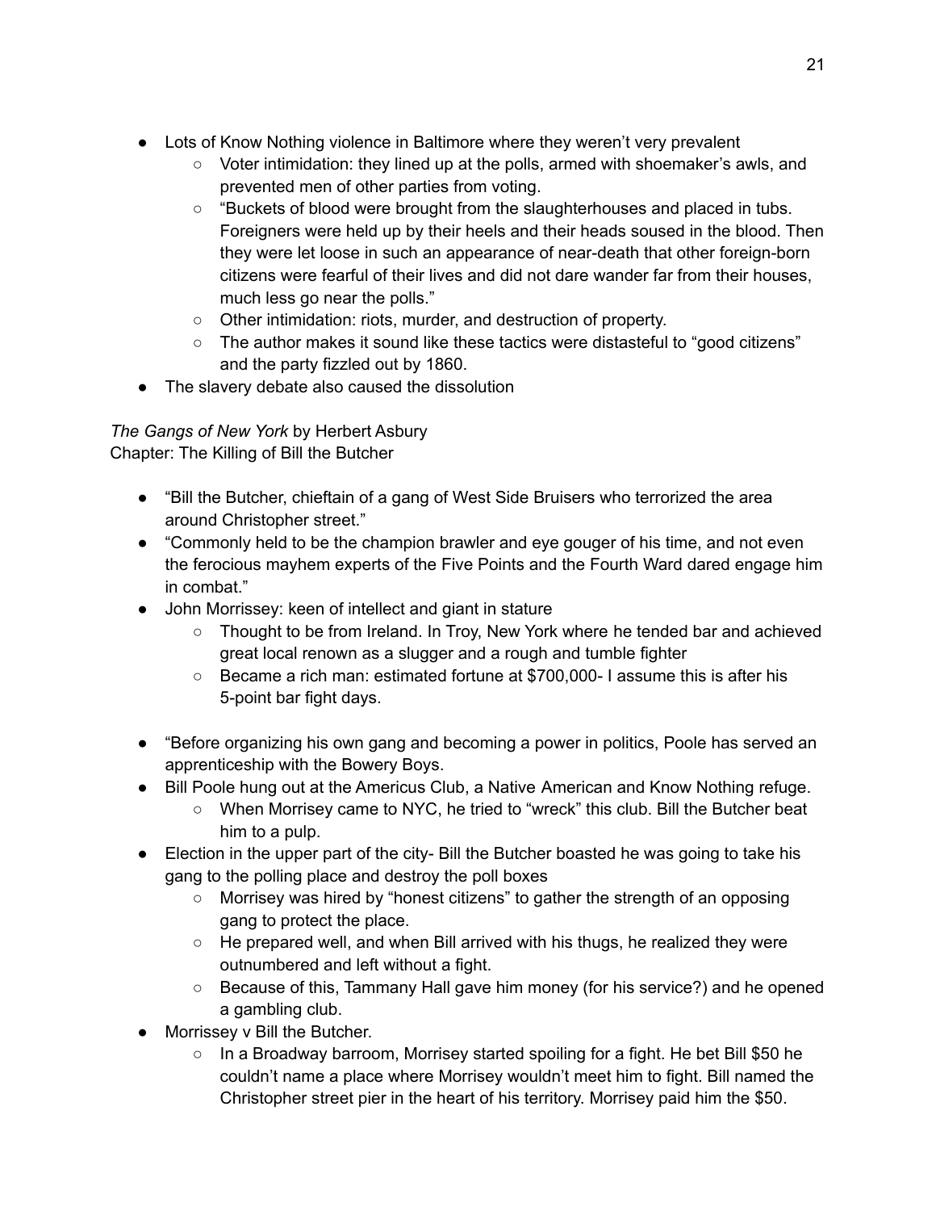- Lots of Know Nothing violence in Baltimore where they weren't very prevalent
    - Voter intimidation: they lined up at the polls, armed with shoemaker's awls, and prevented men of other parties from voting.
    - "Buckets of blood were brought from the slaughterhouses and placed in tubs. Foreigners were held up by their heels and their heads soused in the blood. Then they were let loose in such an appearance of near-death that other foreign-born citizens were fearful of their lives and did not dare wander far from their houses, much less go near the polls."
    - Other intimidation: riots, murder, and destruction of property.
    - The author makes it sound like these tactics were distasteful to "good citizens" and the party fizzled out by 1860.
- The slavery debate also caused the dissolution

*The Gangs of New York* by Herbert Asbury
Chapter: The Killing of Bill the Butcher

- "Bill the Butcher, chieftain of a gang of West Side Bruisers who terrorized the area around Christopher street."
- "Commonly held to be the champion brawler and eye gouger of his time, and not even the ferocious mayhem experts of the Five Points and the Fourth Ward dared engage him in combat."
- John Morrissey: keen of intellect and giant in stature
    - Thought to be from Ireland. In Troy, New York where he tended bar and achieved great local renown as a slugger and a rough and tumble fighter
    - Became a rich man: estimated fortune at $700,000- I assume this is after his 5-point bar fight days.

- "Before organizing his own gang and becoming a power in politics, Poole has served an apprenticeship with the Bowery Boys.
- Bill Poole hung out at the Americus Club, a Native American and Know Nothing refuge.
    - When Morrisey came to NYC, he tried to "wreck" this club. Bill the Butcher beat him to a pulp.
- Election in the upper part of the city- Bill the Butcher boasted he was going to take his gang to the polling place and destroy the poll boxes
    - Morrisey was hired by "honest citizens" to gather the strength of an opposing gang to protect the place.
    - He prepared well, and when Bill arrived with his thugs, he realized they were outnumbered and left without a fight.
    - Because of this, Tammany Hall gave him money (for his service?) and he opened a gambling club.
- Morrissey v Bill the Butcher.
    - In a Broadway barroom, Morrisey started spoiling for a fight. He bet Bill $50 he couldn't name a place where Morrisey wouldn't meet him to fight. Bill named the Christopher street pier in the heart of his territory. Morrisey paid him the $50.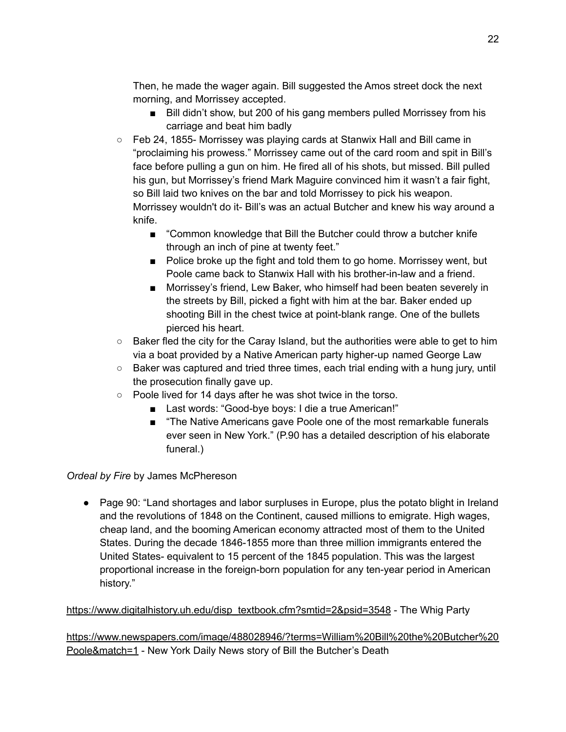Then, he made the wager again. Bill suggested the Amos street dock the next morning, and Morrissey accepted.

        - Bill didn't show, but 200 of his gang members pulled Morrissey from his carriage and beat him badly

    - Feb 24, 1855- Morrissey was playing cards at Stanwix Hall and Bill came in "proclaiming his prowess." Morrissey came out of the card room and spit in Bill's face before pulling a gun on him. He fired all of his shots, but missed. Bill pulled his gun, but Morrissey's friend Mark Maguire convinced him it wasn't a fair fight, so Bill laid two knives on the bar and told Morrissey to pick his weapon. Morrissey wouldn't do it- Bill's was an actual Butcher and knew his way around a knife.
        - "Common knowledge that Bill the Butcher could throw a butcher knife through an inch of pine at twenty feet."
        - Police broke up the fight and told them to go home. Morrissey went, but Poole came back to Stanwix Hall with his brother-in-law and a friend.
        - Morrissey's friend, Lew Baker, who himself had been beaten severely in the streets by Bill, picked a fight with him at the bar. Baker ended up shooting Bill in the chest twice at point-blank range. One of the bullets pierced his heart.
    - Baker fled the city for the Caray Island, but the authorities were able to get to him via a boat provided by a Native American party higher-up named George Law
    - Baker was captured and tried three times, each trial ending with a hung jury, until the prosecution finally gave up.
    - Poole lived for 14 days after he was shot twice in the torso.
        - Last words: "Good-bye boys: I die a true American!"
        - "The Native Americans gave Poole one of the most remarkable funerals ever seen in New York." (P.90 has a detailed description of his elaborate funeral.)

*Ordeal by Fire* by James McPhereson

- Page 90: "Land shortages and labor surpluses in Europe, plus the potato blight in Ireland and the revolutions of 1848 on the Continent, caused millions to emigrate. High wages, cheap land, and the booming American economy attracted most of them to the United States. During the decade 1846-1855 more than three million immigrants entered the United States- equivalent to 15 percent of the 1845 population. This was the largest proportional increase in the foreign-born population for any ten-year period in American history."

[https://www.digitalhistory.uh.edu/disp_textbook.cfm?smtid=2&psid=3548](https://www.digitalhistory.uh.edu/disp_textbook.cfm?smtid=2&psid=3548) - The Whig Party

[https://www.newspapers.com/image/488028946/?terms=William%20Bill%20the%20Butcher%20Poole&match=1](https://www.newspapers.com/image/488028946/?terms=William%20Bill%20the%20Butcher%20Poole&match=1) - New York Daily News story of Bill the Butcher's Death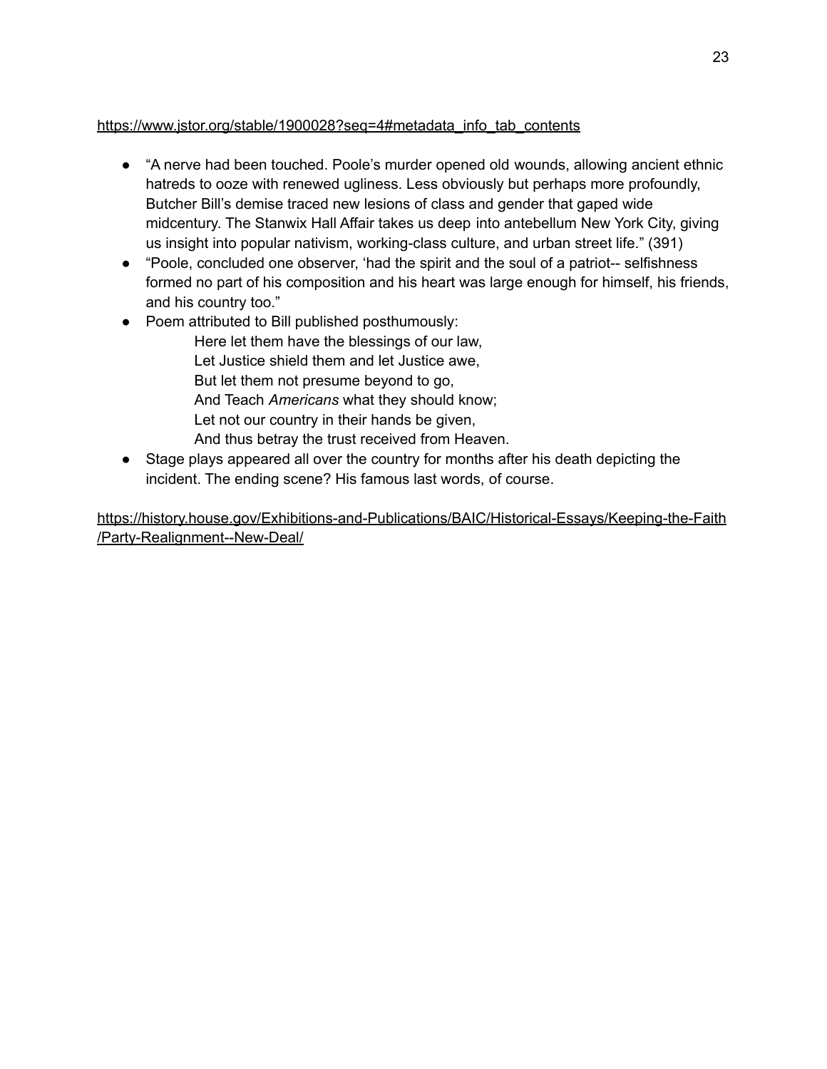https://www.jstor.org/stable/1900028?seq=4#metadata_info_tab_contents

- "A nerve had been touched. Poole's murder opened old wounds, allowing ancient ethnic hatreds to ooze with renewed ugliness. Less obviously but perhaps more profoundly, Butcher Bill's demise traced new lesions of class and gender that gaped wide midcentury. The Stanwix Hall Affair takes us deep into antebellum New York City, giving us insight into popular nativism, working-class culture, and urban street life." (391)
- "Poole, concluded one observer, 'had the spirit and the soul of a patriot-- selfishness formed no part of his composition and his heart was large enough for himself, his friends, and his country too."
- Poem attributed to Bill published posthumously:

  Here let them have the blessings of our law,
  Let Justice shield them and let Justice awe,
  But let them not presume beyond to go,
  And Teach *Americans* what they should know;
  Let not our country in their hands be given,
  And thus betray the trust received from Heaven.
- Stage plays appeared all over the country for months after his death depicting the incident. The ending scene? His famous last words, of course.

https://history.house.gov/Exhibitions-and-Publications/BAIC/Historical-Essays/Keeping-the-Faith/Party-Realignment--New-Deal/